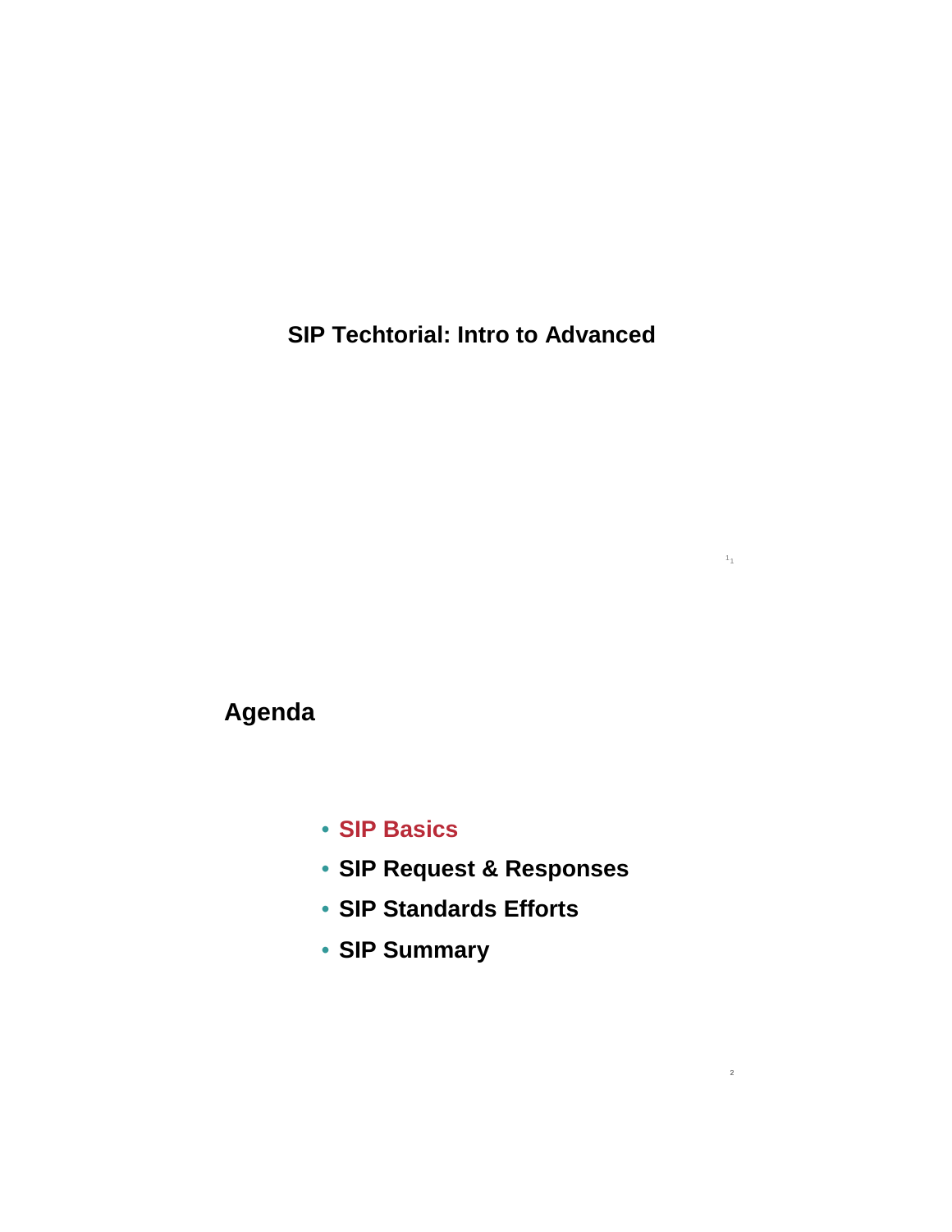# SIP Techtorial: Intro to Advanced

## Agenda

- **SIP Basics**
- **SIP Request & Responses**
- **SIP Standards Efforts**
- **SIP Summary**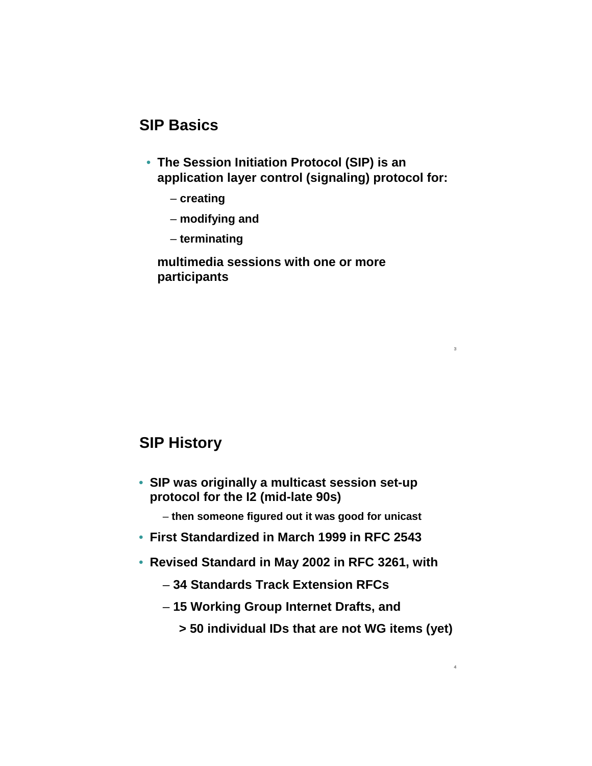## SIP Basics

- **The Session Initiation Protocol (SIP) is an application layer control (signaling) protocol for:**
  - **creating**
  - **modifying and**
  - **terminating**

  **multimedia sessions with one or more participants**

## SIP History

- **SIP was originally a multicast session set-up protocol for the I2 (mid-late 90s)**
  - **then someone figured out it was good for unicast**
- **First Standardized in March 1999 in RFC 2543**
- **Revised Standard in May 2002 in RFC 3261, with**
  - **34 Standards Track Extension RFCs**
  - **15 Working Group Internet Drafts, and**

    **> 50 individual IDs that are not WG items (yet)**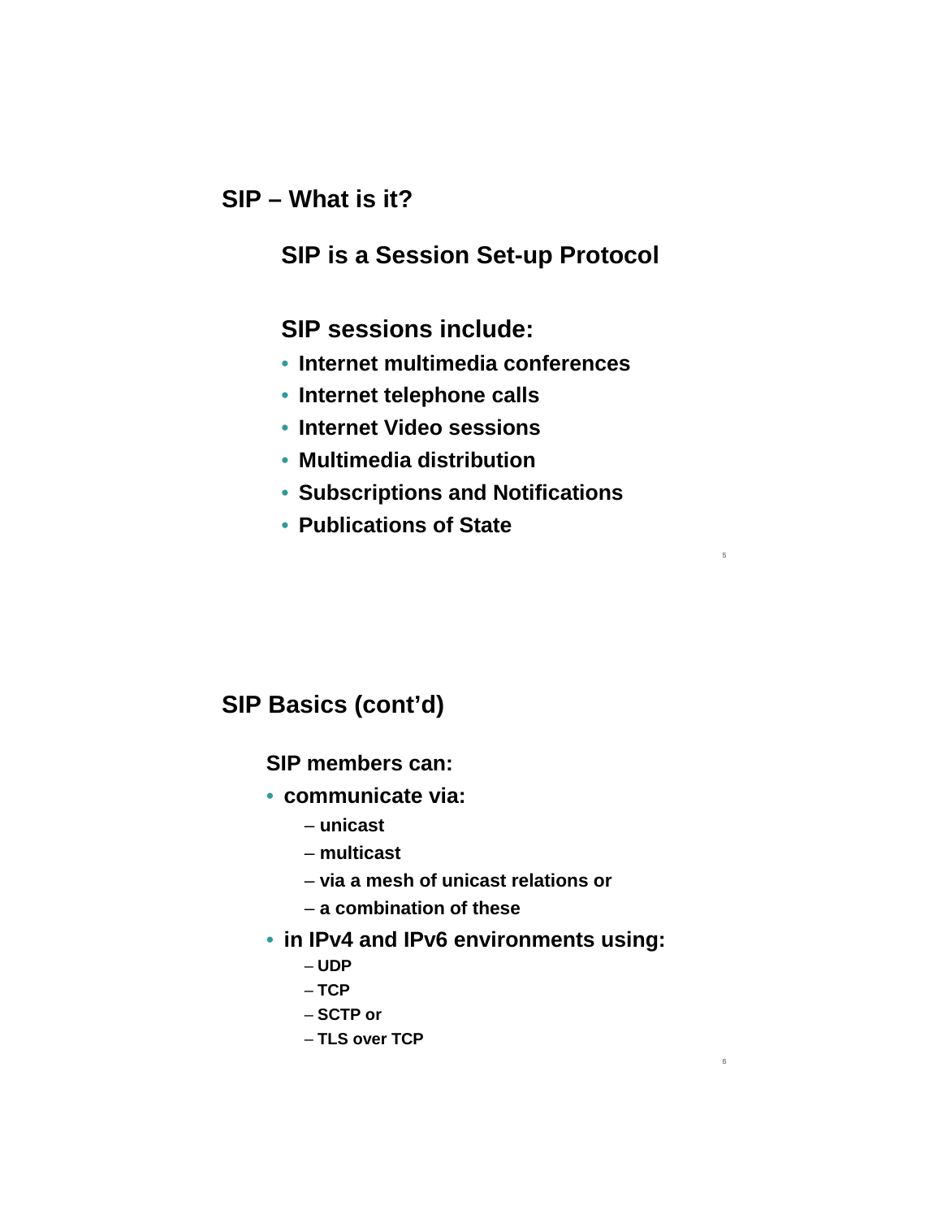## SIP – What is it?

### SIP is a Session Set-up Protocol

### SIP sessions include:

- Internet multimedia conferences
- Internet telephone calls
- Internet Video sessions
- Multimedia distribution
- Subscriptions and Notifications
- Publications of State

## SIP Basics (cont'd)

**SIP members can:**

- communicate via:
  - unicast
  - multicast
  - via a mesh of unicast relations or
  - a combination of these
- in IPv4 and IPv6 environments using:
  - UDP
  - TCP
  - SCTP or
  - TLS over TCP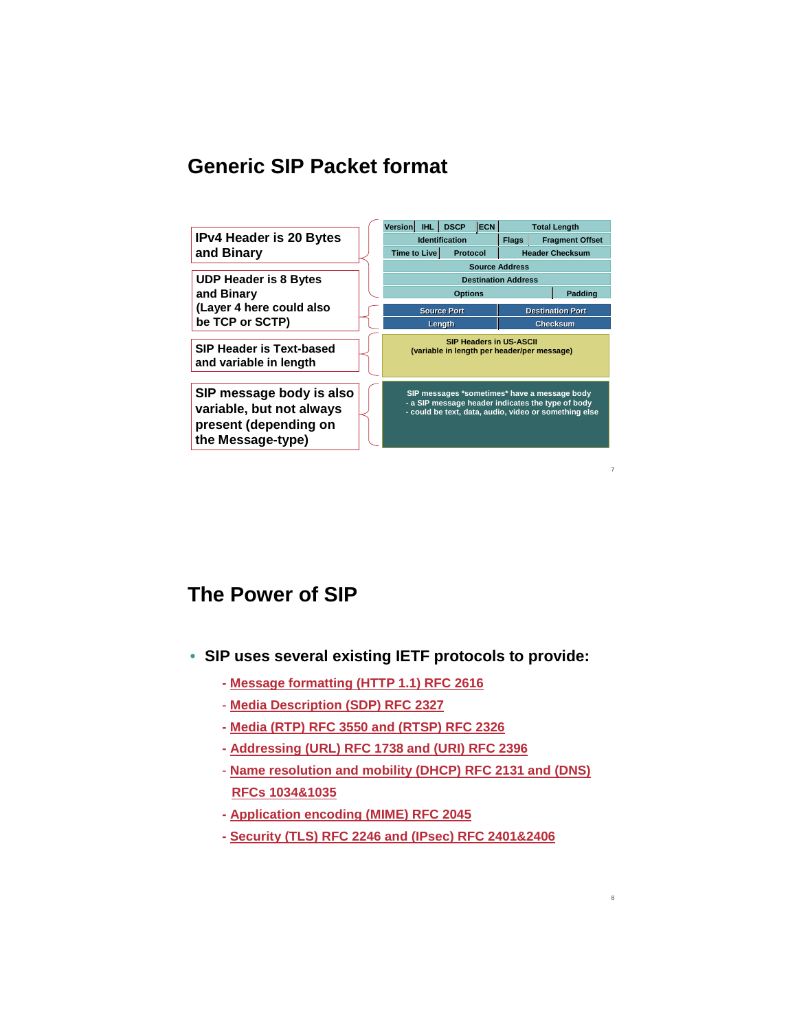# Generic SIP Packet format

| Description | Header Fields |
|---|---|
| IPv4 Header is 20 Bytes and Binary | Version, IHL, DSCP, ECN, Total Length; Identification, Flags, Fragment Offset; Time to Live, Protocol, Header Checksum; Source Address; Destination Address; Options, Padding |
| UDP Header is 8 Bytes and Binary (Layer 4 here could also be TCP or SCTP) | Source Port, Destination Port; Length, Checksum |
| SIP Header is Text-based and variable in length | SIP Headers in US-ASCII (variable in length per header/per message) |
| SIP message body is also variable, but not always present (depending on the Message-type) | SIP messages *sometimes* have a message body - a SIP message header indicates the type of body - could be text, data, audio, video or something else |

# The Power of SIP

- **SIP uses several existing IETF protocols to provide:**
  - **Message formatting (HTTP 1.1) RFC 2616**
  - **Media Description (SDP) RFC 2327**
  - **Media (RTP) RFC 3550 and (RTSP) RFC 2326**
  - **Addressing (URL) RFC 1738 and (URI) RFC 2396**
  - **Name resolution and mobility (DHCP) RFC 2131 and (DNS) RFCs 1034&1035**
  - **Application encoding (MIME) RFC 2045**
  - **Security (TLS) RFC 2246 and (IPsec) RFC 2401&2406**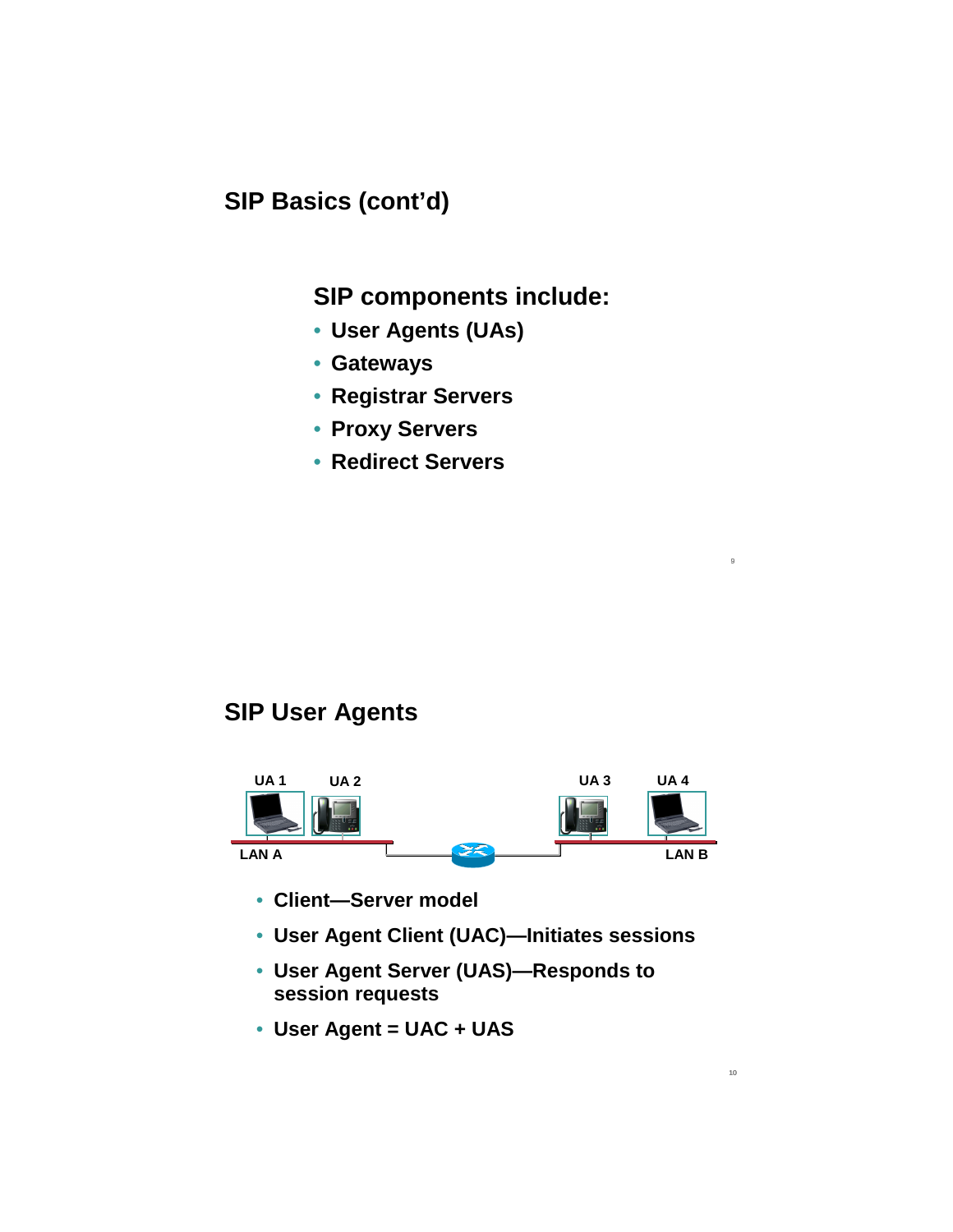## SIP Basics (cont'd)

**SIP components include:**

- **User Agents (UAs)**
- **Gateways**
- **Registrar Servers**
- **Proxy Servers**
- **Redirect Servers**

## SIP User Agents

UA 1 UA 2 UA 3 UA 4

LAN A LAN B

- **Client—Server model**
- **User Agent Client (UAC)—Initiates sessions**
- **User Agent Server (UAS)—Responds to session requests**
- **User Agent = UAC + UAS**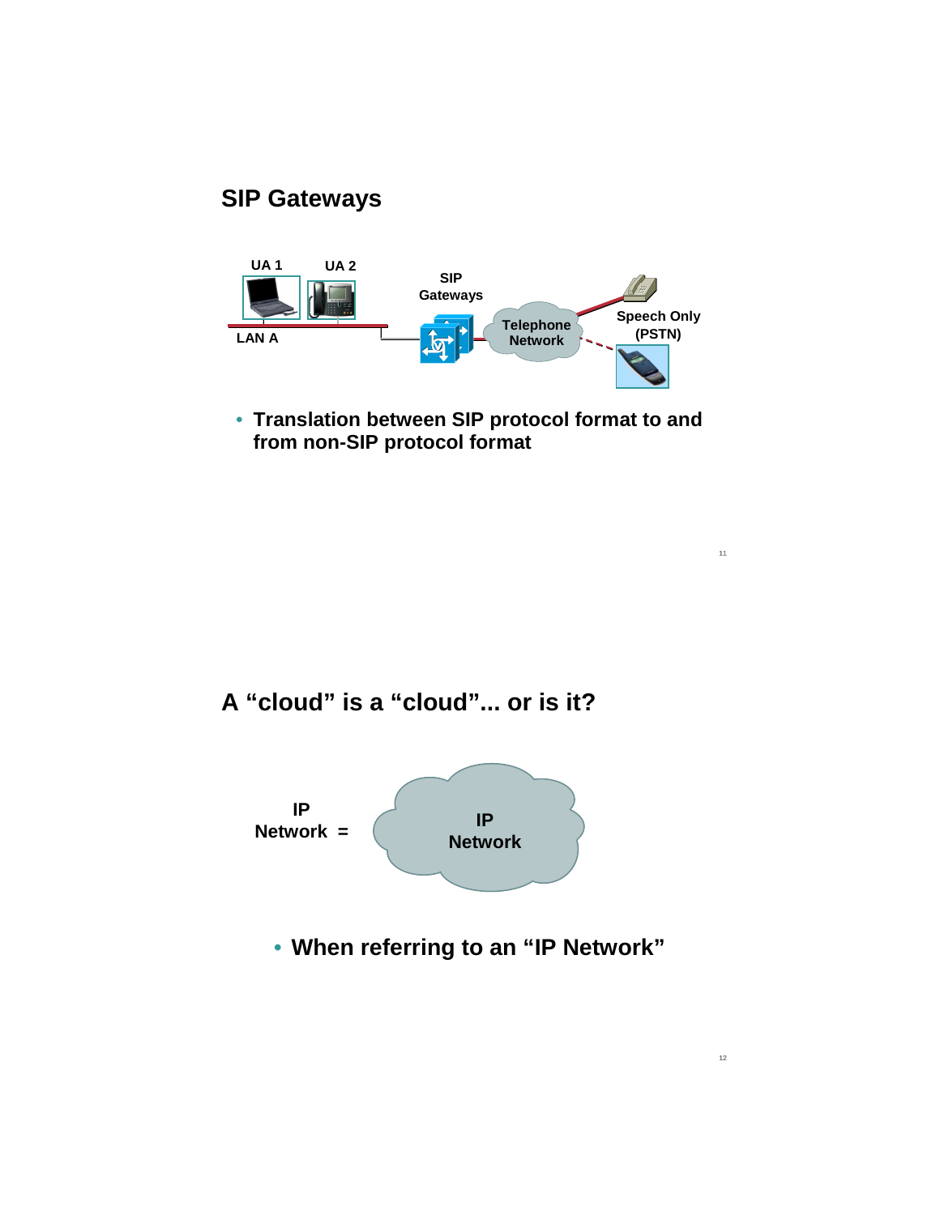## SIP Gateways

UA 1 UA 2

SIP Gateways

Telephone Network

Speech Only (PSTN)

LAN A

- Translation between SIP protocol format to and from non-SIP protocol format

## A "cloud" is a "cloud"... or is it?

IP Network = IP Network

- When referring to an "IP Network"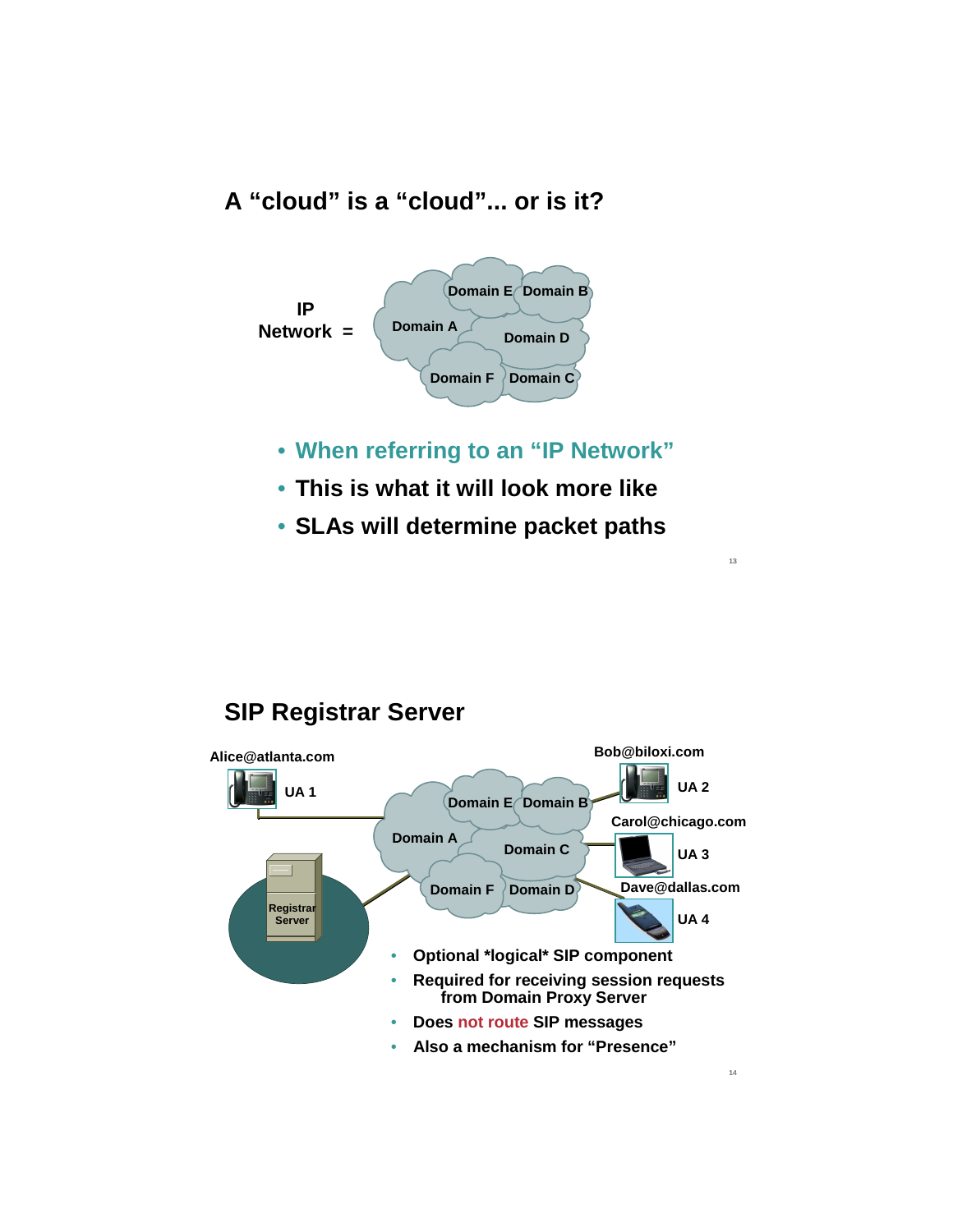## A "cloud" is a "cloud"... or is it?

IP Network =

Domain E, Domain B, Domain A, Domain D, Domain F, Domain C

- When referring to an "IP Network"
- This is what it will look more like
- SLAs will determine packet paths

## SIP Registrar Server

Alice@atlanta.com — UA 1

Bob@biloxi.com — UA 2

Carol@chicago.com — UA 3

Dave@dallas.com — UA 4

Domain E, Domain B, Domain A, Domain C, Domain F, Domain D

Registrar Server

- Optional *logical* SIP component
- Required for receiving session requests from Domain Proxy Server
- Does not route SIP messages
- Also a mechanism for "Presence"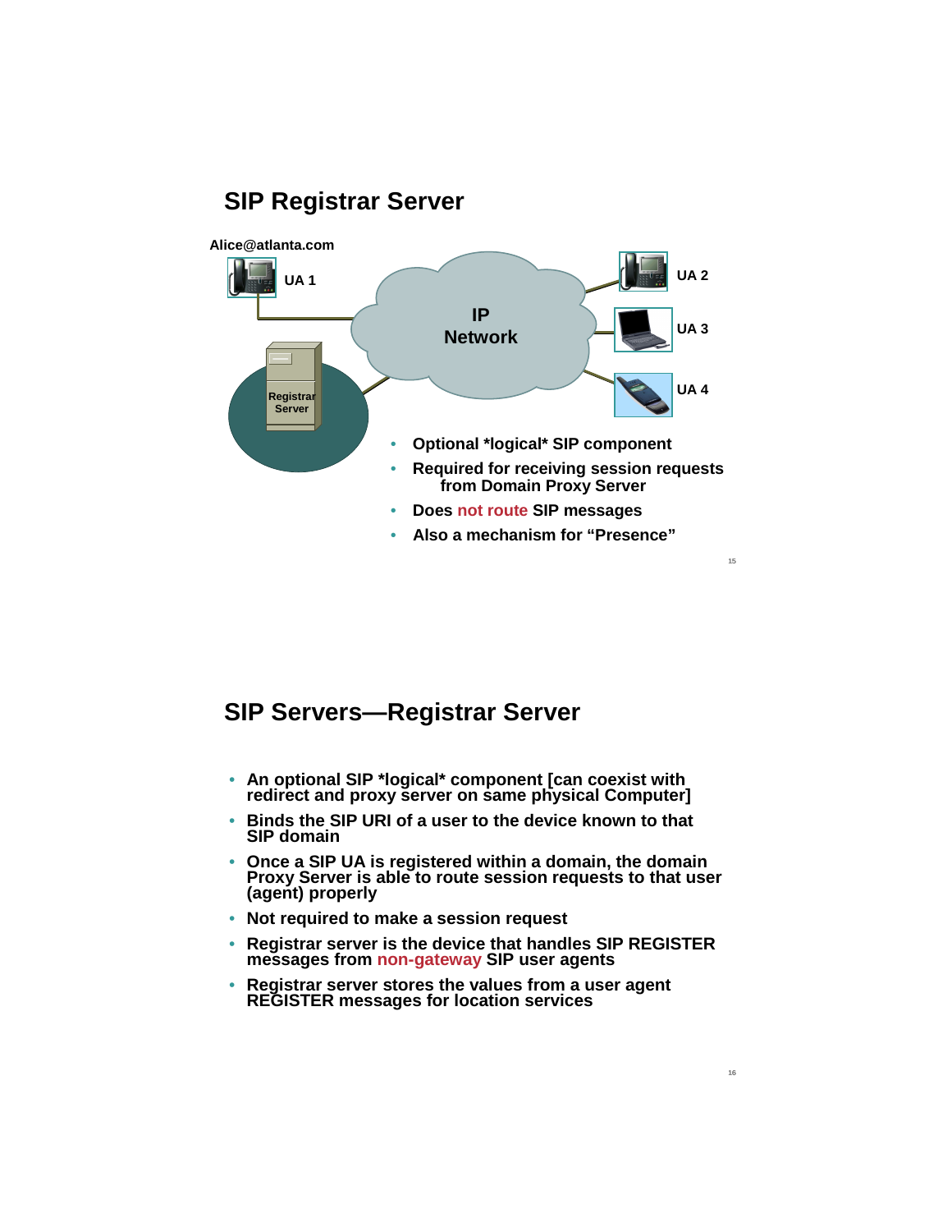## SIP Registrar Server

Alice@atlanta.com

UA 1

IP Network

UA 2

UA 3

UA 4

Registrar Server

- Optional *logical* SIP component
- Required for receiving session requests from Domain Proxy Server
- Does not route SIP messages
- Also a mechanism for "Presence"

## SIP Servers—Registrar Server

- An optional SIP *logical* component [can coexist with redirect and proxy server on same physical Computer]
- Binds the SIP URI of a user to the device known to that SIP domain
- Once a SIP UA is registered within a domain, the domain Proxy Server is able to route session requests to that user (agent) properly
- Not required to make a session request
- Registrar server is the device that handles SIP REGISTER messages from non-gateway SIP user agents
- Registrar server stores the values from a user agent REGISTER messages for location services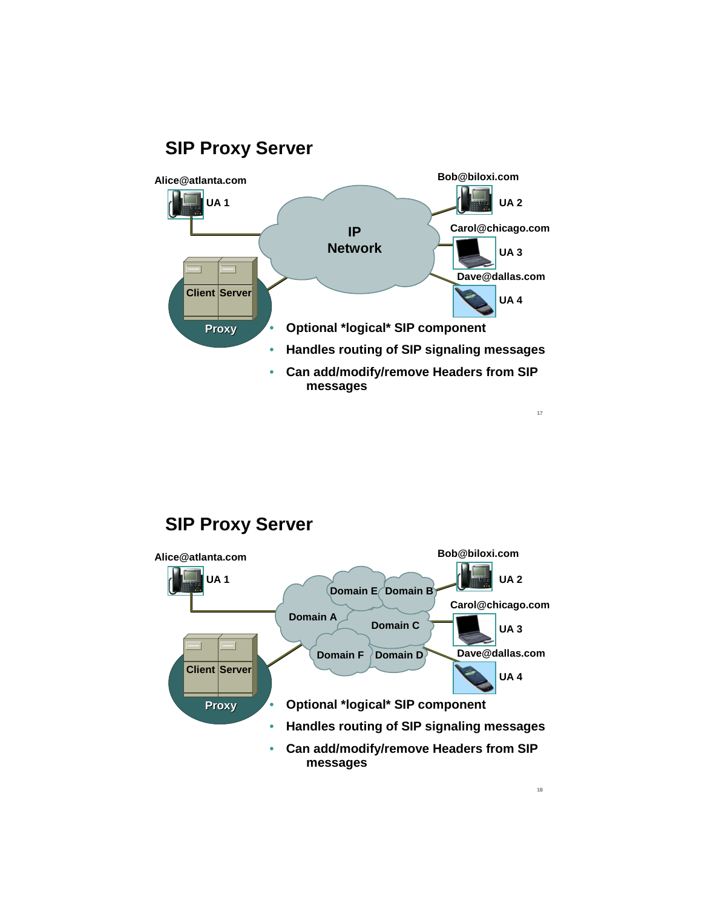## SIP Proxy Server

Alice@atlanta.com

UA 1

IP Network

Bob@biloxi.com

UA 2

Carol@chicago.com

UA 3

Dave@dallas.com

UA 4

Client Server

Proxy

- **Optional *logical* SIP component**
- **Handles routing of SIP signaling messages**
- **Can add/modify/remove Headers from SIP messages**

## SIP Proxy Server

Alice@atlanta.com

UA 1

Domain A

Domain B

Domain C

Domain D

Domain E

Domain F

Bob@biloxi.com

UA 2

Carol@chicago.com

UA 3

Dave@dallas.com

UA 4

Client Server

Proxy

- **Optional *logical* SIP component**
- **Handles routing of SIP signaling messages**
- **Can add/modify/remove Headers from SIP messages**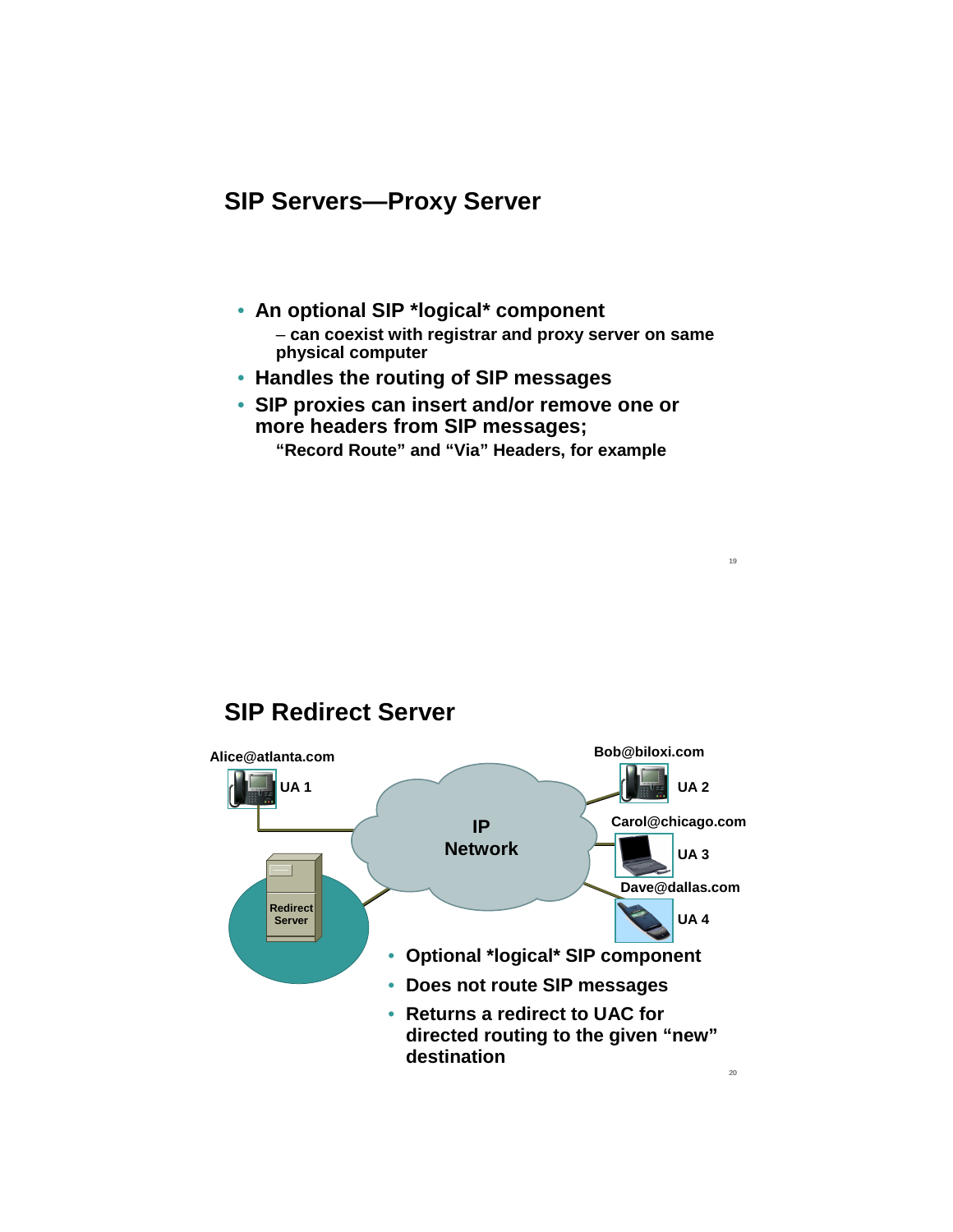## SIP Servers—Proxy Server

- An optional SIP *logical* component
  - – can coexist with registrar and proxy server on same physical computer
- Handles the routing of SIP messages
- SIP proxies can insert and/or remove one or more headers from SIP messages;
  - "Record Route" and "Via" Headers, for example

## SIP Redirect Server

Alice@atlanta.com UA 1

Bob@biloxi.com UA 2

Carol@chicago.com UA 3

Dave@dallas.com UA 4

IP Network

Redirect Server

- Optional *logical* SIP component
- Does not route SIP messages
- Returns a redirect to UAC for directed routing to the given "new" destination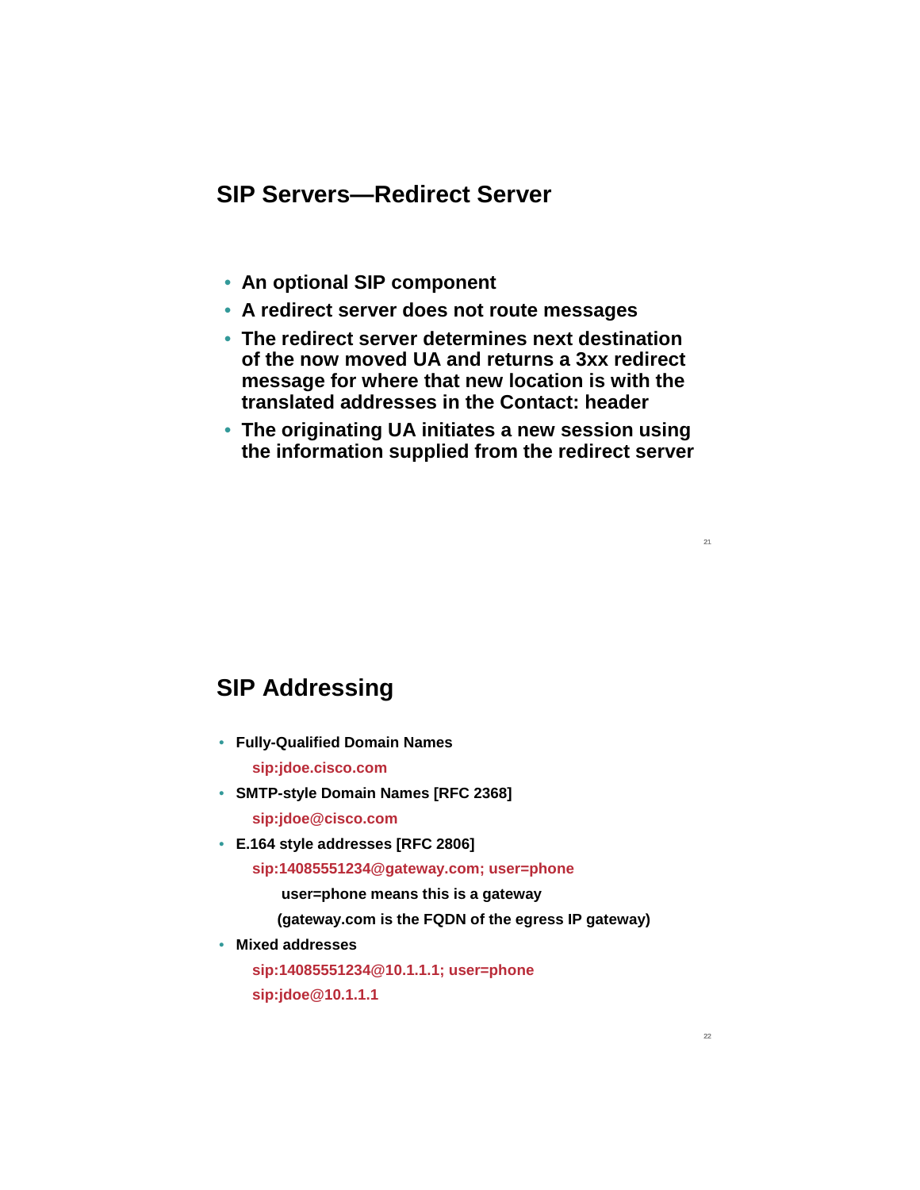## SIP Servers—Redirect Server

- **An optional SIP component**
- **A redirect server does not route messages**
- **The redirect server determines next destination of the now moved UA and returns a 3xx redirect message for where that new location is with the translated addresses in the Contact: header**
- **The originating UA initiates a new session using the information supplied from the redirect server**

## SIP Addressing

- **Fully-Qualified Domain Names**

  **sip:jdoe.cisco.com**

- **SMTP-style Domain Names [RFC 2368]**

  **sip:jdoe@cisco.com**

- **E.164 style addresses [RFC 2806]**

  **sip:14085551234@gateway.com; user=phone**

  **user=phone means this is a gateway**

  **(gateway.com is the FQDN of the egress IP gateway)**

- **Mixed addresses**

  **sip:14085551234@10.1.1.1; user=phone**

  **sip:jdoe@10.1.1.1**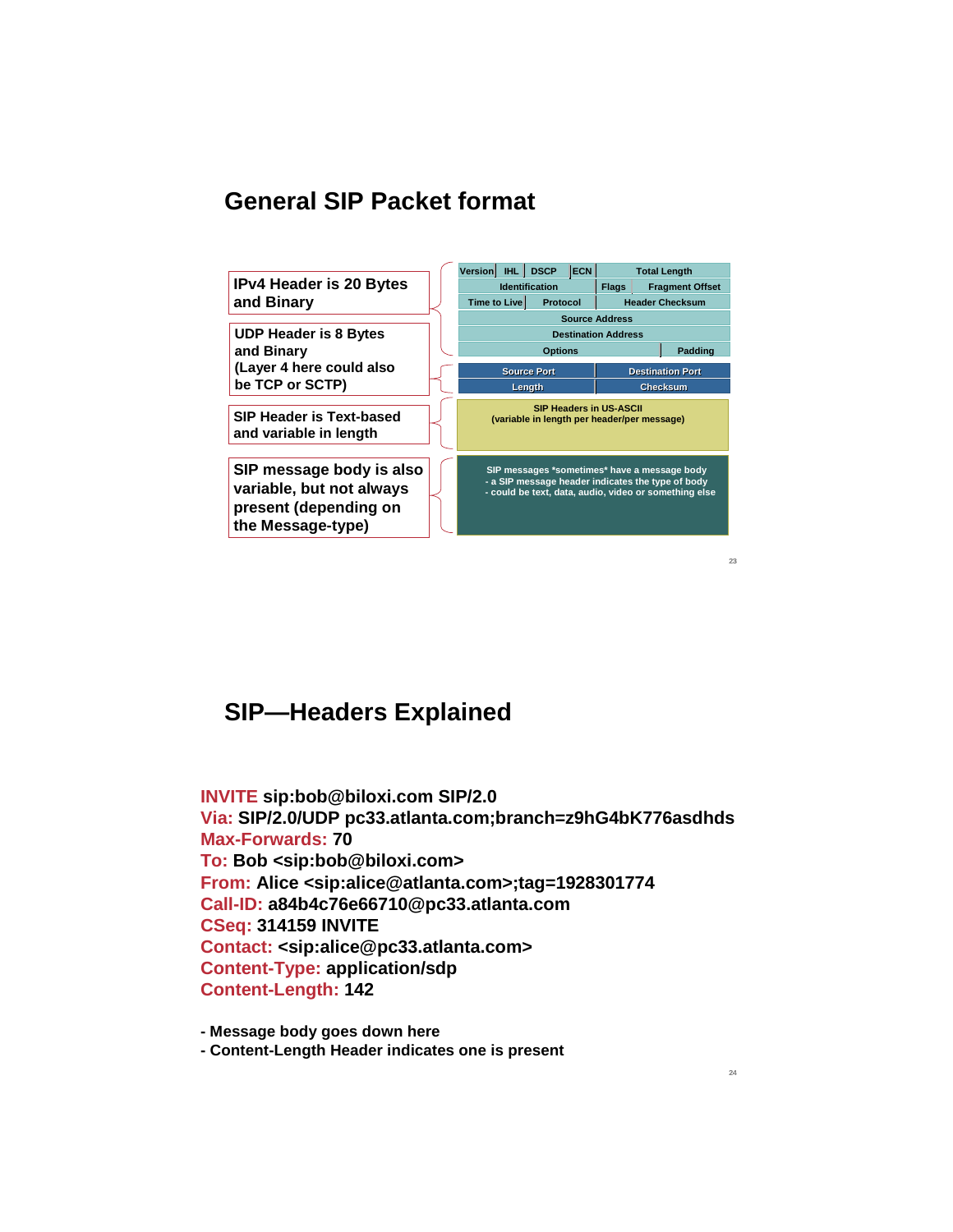## General SIP Packet format

| Description | Layer |
|---|---|
| IPv4 Header is 20 Bytes and Binary | Version, IHL, DSCP, ECN, Total Length / Identification, Flags, Fragment Offset / Time to Live, Protocol, Header Checksum / Source Address / Destination Address / Options, Padding |
| UDP Header is 8 Bytes and Binary (Layer 4 here could also be TCP or SCTP) | Source Port, Destination Port / Length, Checksum |
| SIP Header is Text-based and variable in length | SIP Headers in US-ASCII (variable in length per header/per message) |
| SIP message body is also variable, but not always present (depending on the Message-type) | SIP messages *sometimes* have a message body - a SIP message header indicates the type of body - could be text, data, audio, video or something else |

## SIP—Headers Explained

**INVITE** sip:bob@biloxi.com SIP/2.0
**Via:** SIP/2.0/UDP pc33.atlanta.com;branch=z9hG4bK776asdhds
**Max-Forwards:** 70
**To:** Bob <sip:bob@biloxi.com>
**From:** Alice <sip:alice@atlanta.com>;tag=1928301774
**Call-ID:** a84b4c76e66710@pc33.atlanta.com
**CSeq:** 314159 INVITE
**Contact:** <sip:alice@pc33.atlanta.com>
**Content-Type:** application/sdp
**Content-Length:** 142

- Message body goes down here
- Content-Length Header indicates one is present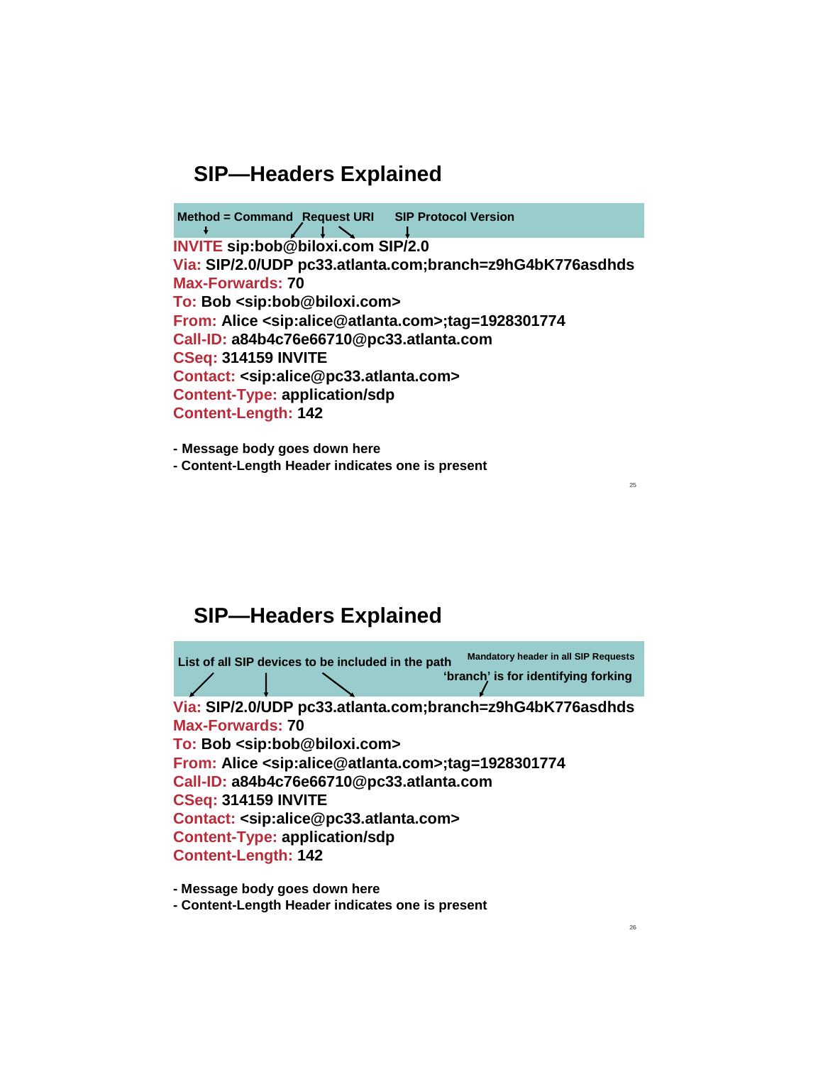## SIP—Headers Explained

**Method = Command** **Request URI** **SIP Protocol Version**

```
INVITE sip:bob@biloxi.com SIP/2.0
Via: SIP/2.0/UDP pc33.atlanta.com;branch=z9hG4bK776asdhds
Max-Forwards: 70
To: Bob <sip:bob@biloxi.com>
From: Alice <sip:alice@atlanta.com>;tag=1928301774
Call-ID: a84b4c76e66710@pc33.atlanta.com
CSeq: 314159 INVITE
Contact: <sip:alice@pc33.atlanta.com>
Content-Type: application/sdp
Content-Length: 142
```

- **Message body goes down here**
- **Content-Length Header indicates one is present**

## SIP—Headers Explained

**List of all SIP devices to be included in the path** **Mandatory header in all SIP Requests**

**'branch' is for identifying forking**

```
Via: SIP/2.0/UDP pc33.atlanta.com;branch=z9hG4bK776asdhds
Max-Forwards: 70
To: Bob <sip:bob@biloxi.com>
From: Alice <sip:alice@atlanta.com>;tag=1928301774
Call-ID: a84b4c76e66710@pc33.atlanta.com
CSeq: 314159 INVITE
Contact: <sip:alice@pc33.atlanta.com>
Content-Type: application/sdp
Content-Length: 142
```

- **Message body goes down here**
- **Content-Length Header indicates one is present**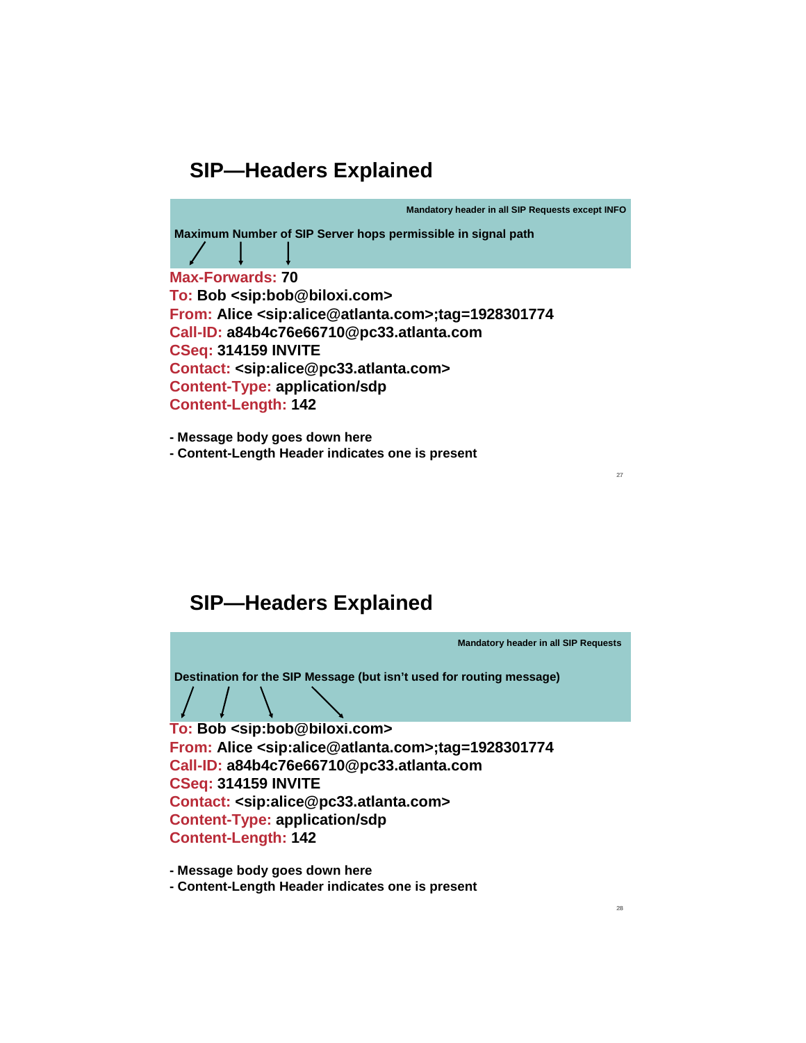## SIP—Headers Explained

Mandatory header in all SIP Requests except INFO

Maximum Number of SIP Server hops permissible in signal path

**Max-Forwards:** 70
**To:** Bob <sip:bob@biloxi.com>
**From:** Alice <sip:alice@atlanta.com>;tag=1928301774
**Call-ID:** a84b4c76e66710@pc33.atlanta.com
**CSeq:** 314159 INVITE
**Contact:** <sip:alice@pc33.atlanta.com>
**Content-Type:** application/sdp
**Content-Length:** 142

- Message body goes down here
- Content-Length Header indicates one is present

## SIP—Headers Explained

Mandatory header in all SIP Requests

Destination for the SIP Message (but isn't used for routing message)

**To:** Bob <sip:bob@biloxi.com>
**From:** Alice <sip:alice@atlanta.com>;tag=1928301774
**Call-ID:** a84b4c76e66710@pc33.atlanta.com
**CSeq:** 314159 INVITE
**Contact:** <sip:alice@pc33.atlanta.com>
**Content-Type:** application/sdp
**Content-Length:** 142

- Message body goes down here
- Content-Length Header indicates one is present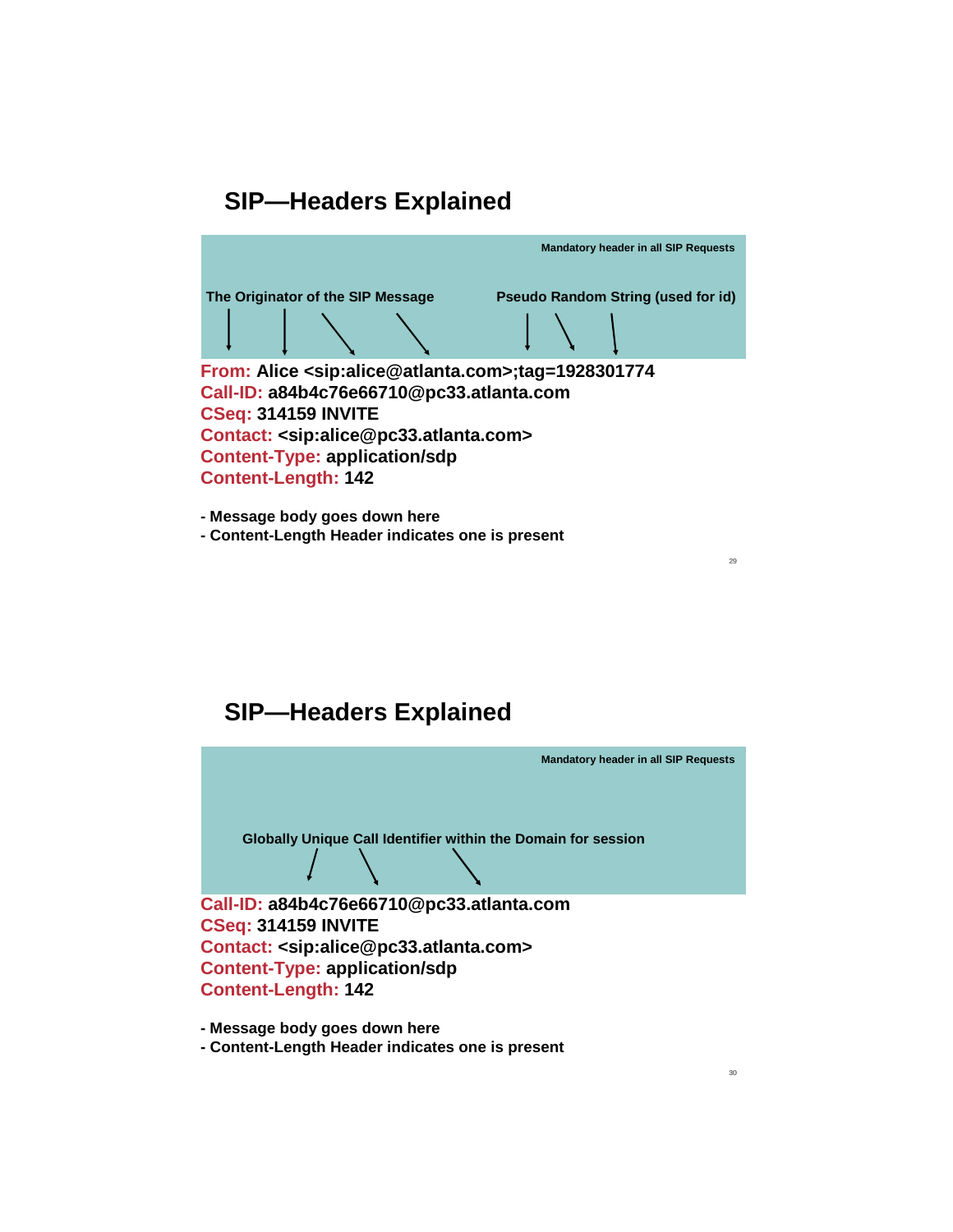## SIP—Headers Explained

Mandatory header in all SIP Requests

The Originator of the SIP Message

Pseudo Random String (used for id)

**From:** Alice <sip:alice@atlanta.com>;tag=1928301774
**Call-ID:** a84b4c76e66710@pc33.atlanta.com
**CSeq:** 314159 INVITE
**Contact:** <sip:alice@pc33.atlanta.com>
**Content-Type:** application/sdp
**Content-Length:** 142

- Message body goes down here
- Content-Length Header indicates one is present

## SIP—Headers Explained

Mandatory header in all SIP Requests

Globally Unique Call Identifier within the Domain for session

**Call-ID:** a84b4c76e66710@pc33.atlanta.com
**CSeq:** 314159 INVITE
**Contact:** <sip:alice@pc33.atlanta.com>
**Content-Type:** application/sdp
**Content-Length:** 142

- Message body goes down here
- Content-Length Header indicates one is present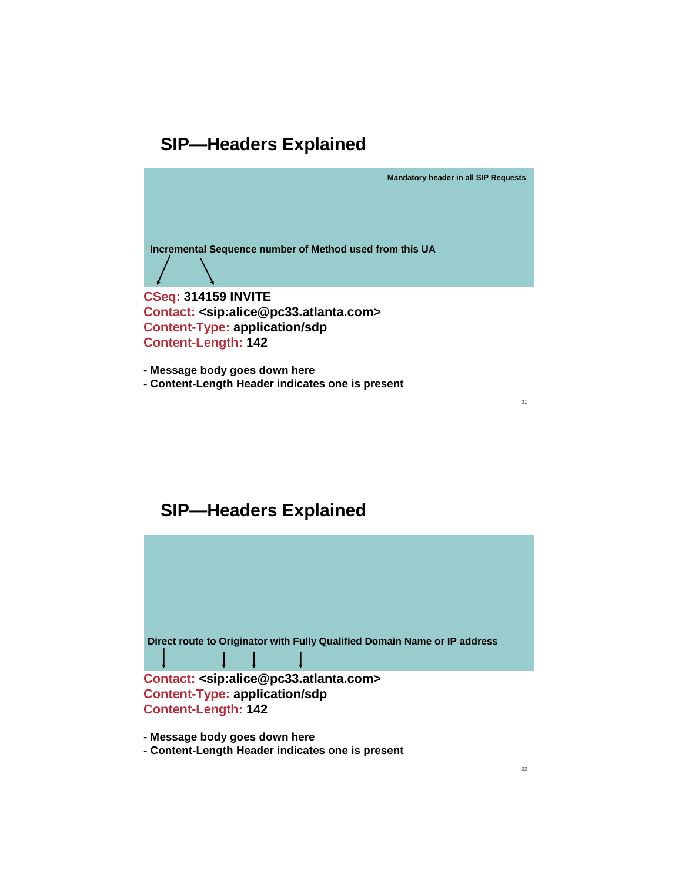## SIP—Headers Explained

Mandatory header in all SIP Requests

Incremental Sequence number of Method used from this UA

**CSeq:** **314159 INVITE**
**Contact:** **<sip:alice@pc33.atlanta.com>**
**Content-Type:** **application/sdp**
**Content-Length:** **142**

- **Message body goes down here**
- **Content-Length Header indicates one is present**

## SIP—Headers Explained

Direct route to Originator with Fully Qualified Domain Name or IP address

**Contact:** **<sip:alice@pc33.atlanta.com>**
**Content-Type:** **application/sdp**
**Content-Length:** **142**

- **Message body goes down here**
- **Content-Length Header indicates one is present**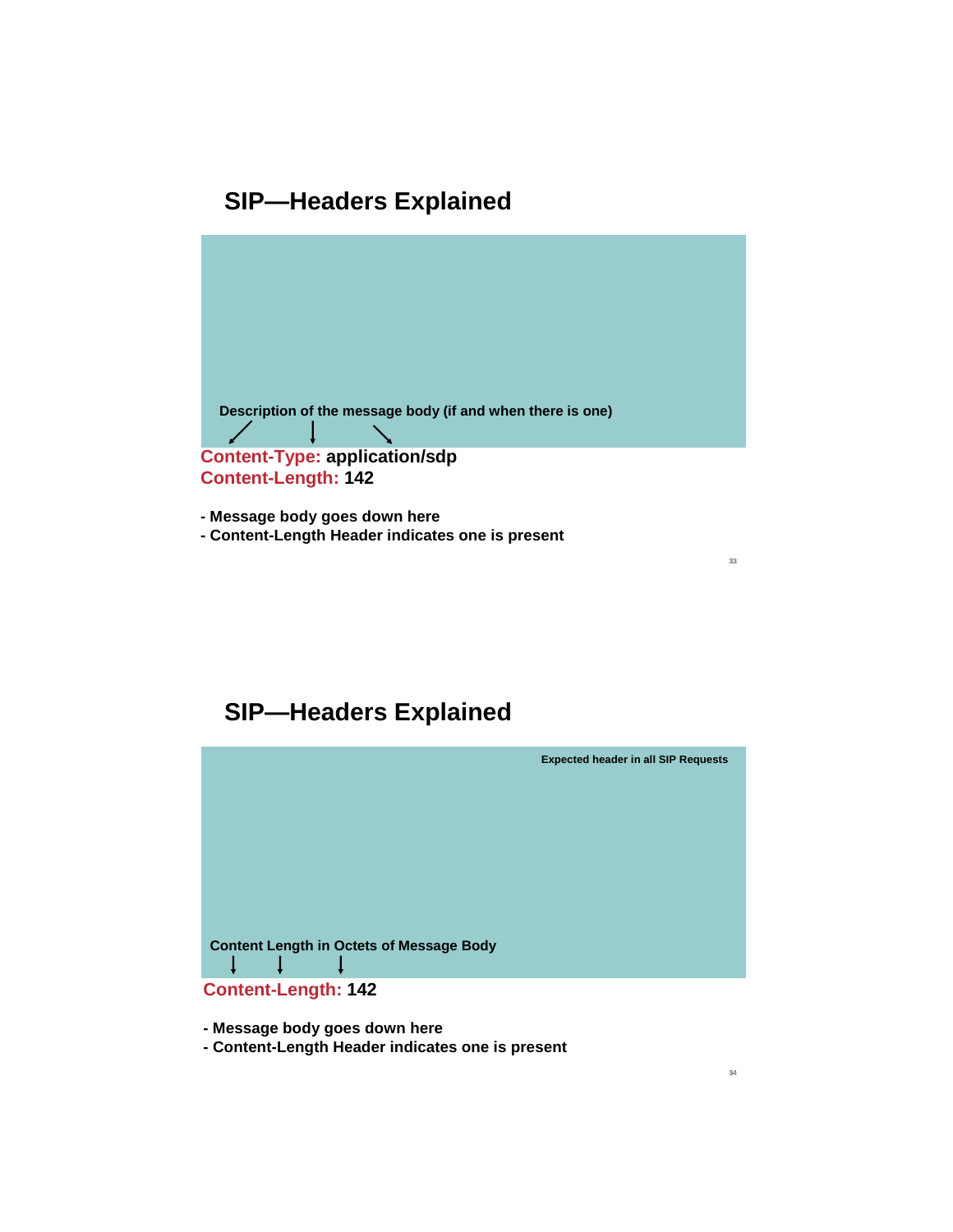## SIP—Headers Explained

Description of the message body (if and when there is one)

**Content-Type: application/sdp**
**Content-Length: 142**

- Message body goes down here
- Content-Length Header indicates one is present

## SIP—Headers Explained

Expected header in all SIP Requests

Content Length in Octets of Message Body

**Content-Length: 142**

- Message body goes down here
- Content-Length Header indicates one is present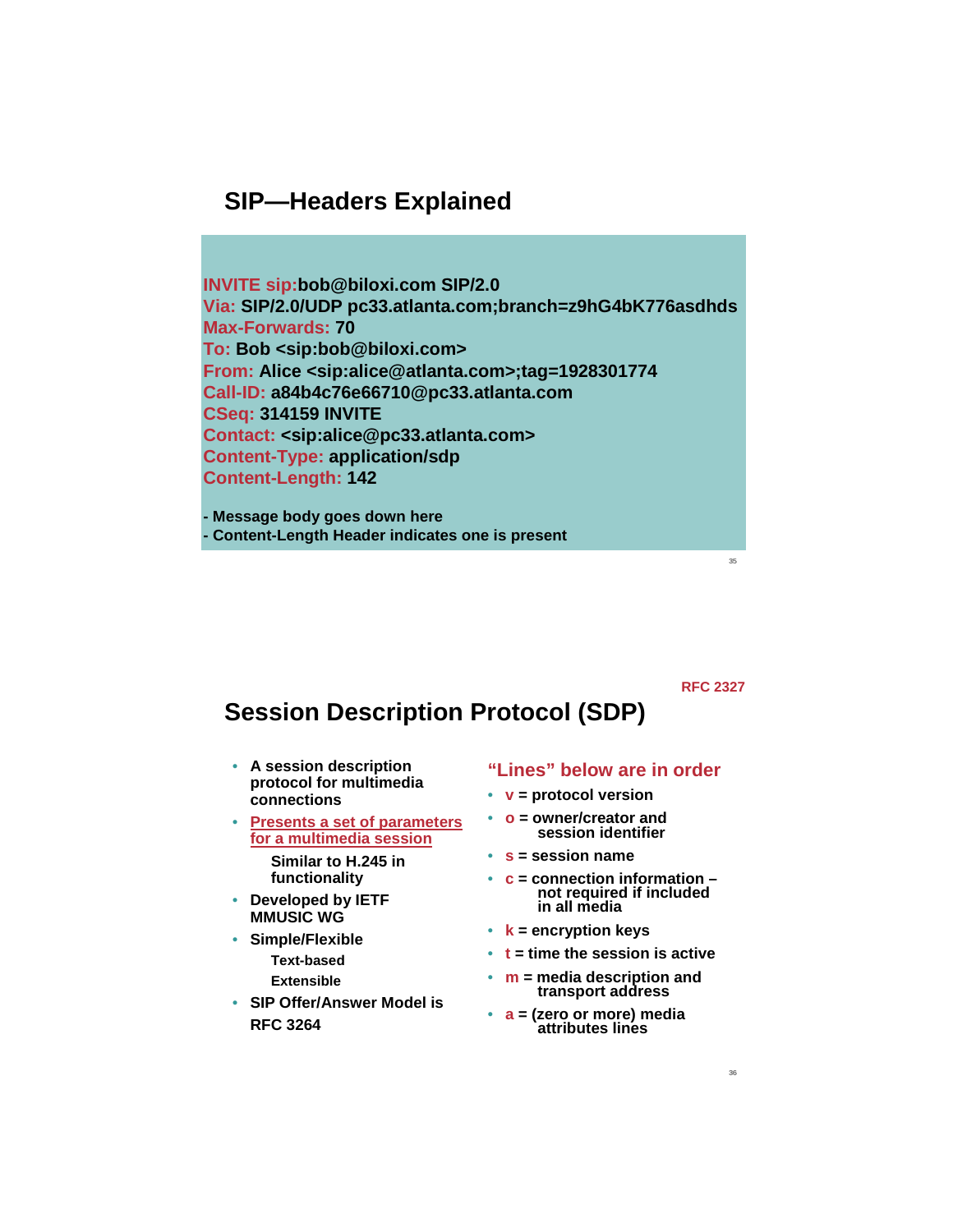# SIP—Headers Explained

```
INVITE sip:bob@biloxi.com SIP/2.0
Via: SIP/2.0/UDP pc33.atlanta.com;branch=z9hG4bK776asdhds
Max-Forwards: 70
To: Bob <sip:bob@biloxi.com>
From: Alice <sip:alice@atlanta.com>;tag=1928301774
Call-ID: a84b4c76e66710@pc33.atlanta.com
CSeq: 314159 INVITE
Contact: <sip:alice@pc33.atlanta.com>
Content-Type: application/sdp
Content-Length: 142
```

- Message body goes down here
- Content-Length Header indicates one is present

RFC 2327

# Session Description Protocol (SDP)

- A session description protocol for multimedia connections
- Presents a set of parameters for a multimedia session
  - Similar to H.245 in functionality
- Developed by IETF MMUSIC WG
- Simple/Flexible
  - Text-based
  - Extensible
- SIP Offer/Answer Model is RFC 3264

**"Lines" below are in order**

- **v** = protocol version
- **o** = owner/creator and session identifier
- **s** = session name
- **c** = connection information – not required if included in all media
- **k** = encryption keys
- **t** = time the session is active
- **m** = media description and transport address
- **a** = (zero or more) media attributes lines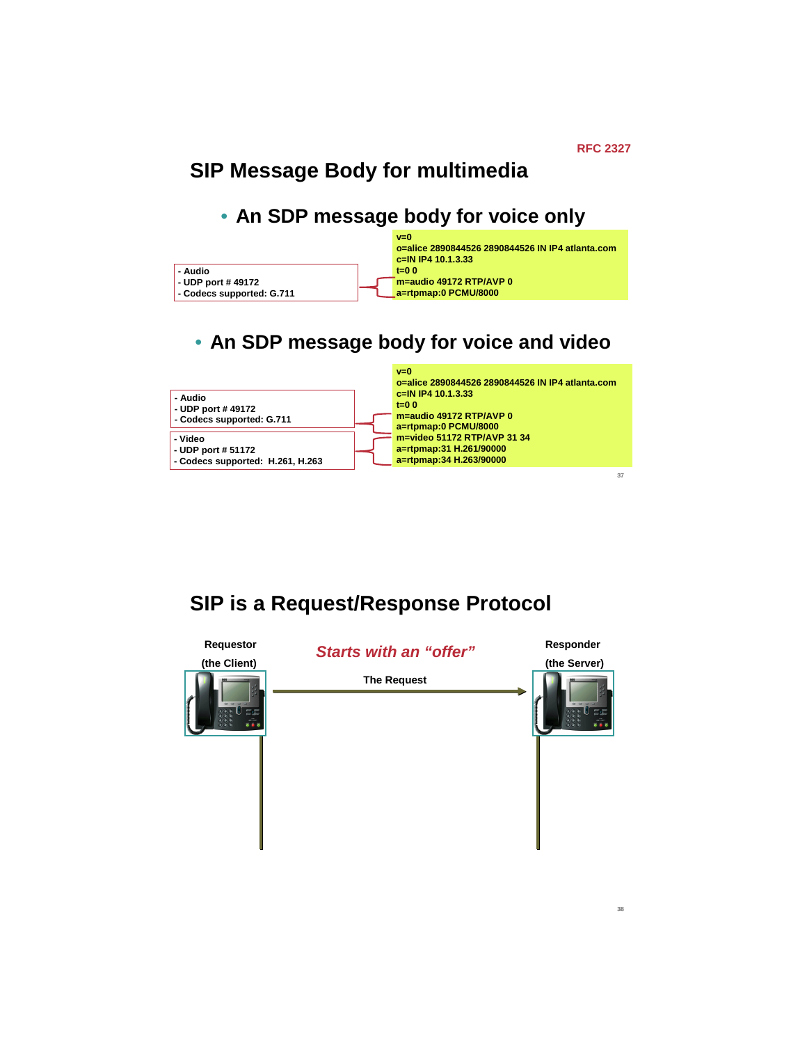RFC 2327

## SIP Message Body for multimedia

- **An SDP message body for voice only**

- Audio
- UDP port # 49172
- Codecs supported: G.711

```
v=0
o=alice 2890844526 2890844526 IN IP4 atlanta.com
c=IN IP4 10.1.3.33
t=0 0
m=audio 49172 RTP/AVP 0
a=rtpmap:0 PCMU/8000
```

- **An SDP message body for voice and video**

- Audio
- UDP port # 49172
- Codecs supported: G.711

- Video
- UDP port # 51172
- Codecs supported: H.261, H.263

```
v=0
o=alice 2890844526 2890844526 IN IP4 atlanta.com
c=IN IP4 10.1.3.33
t=0 0
m=audio 49172 RTP/AVP 0
a=rtpmap:0 PCMU/8000
m=video 51172 RTP/AVP 31 34
a=rtpmap:31 H.261/90000
a=rtpmap:34 H.263/90000
```

## SIP is a Request/Response Protocol

**Requestor (the Client)**

*Starts with an "offer"*

**The Request**

**Responder (the Server)**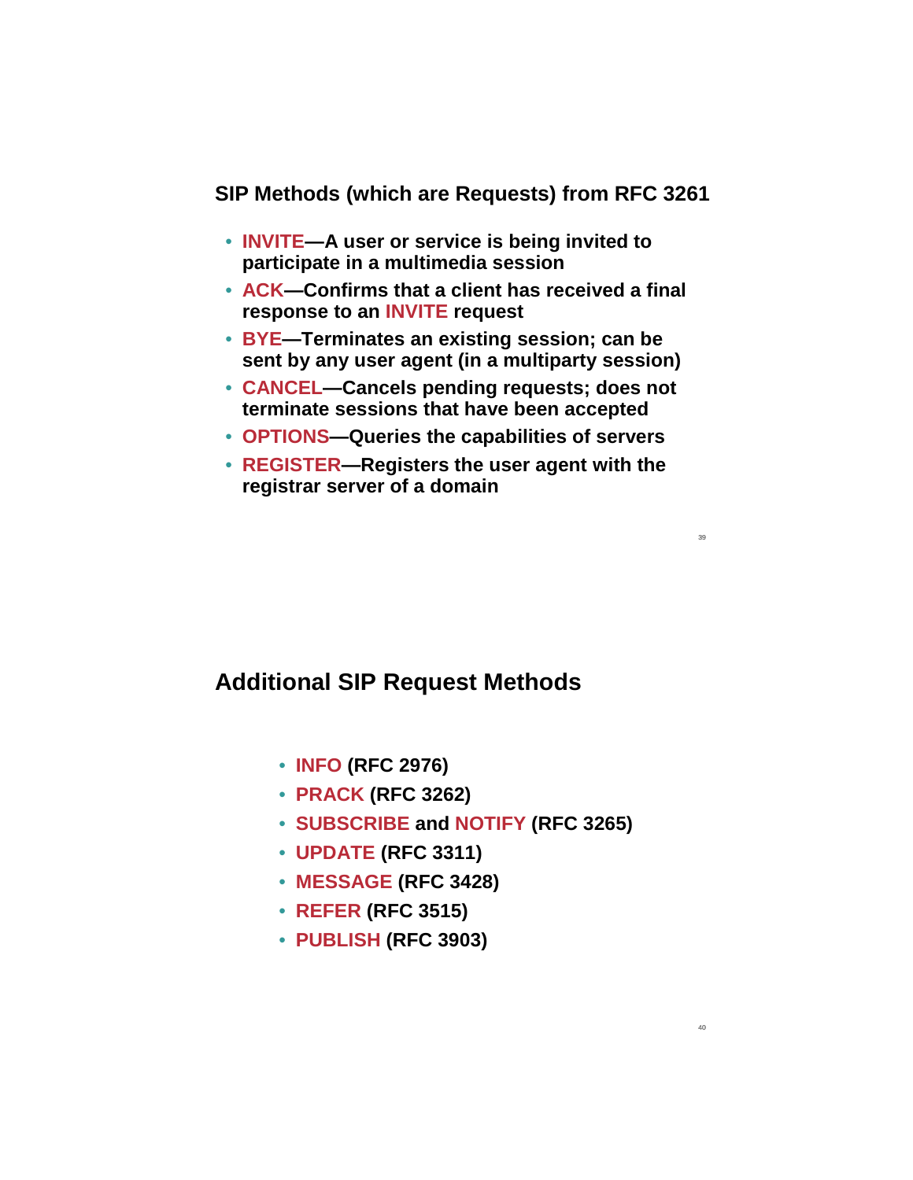## SIP Methods (which are Requests) from RFC 3261

- **INVITE—A user or service is being invited to participate in a multimedia session**
- **ACK—Confirms that a client has received a final response to an INVITE request**
- **BYE—Terminates an existing session; can be sent by any user agent (in a multiparty session)**
- **CANCEL—Cancels pending requests; does not terminate sessions that have been accepted**
- **OPTIONS—Queries the capabilities of servers**
- **REGISTER—Registers the user agent with the registrar server of a domain**

## Additional SIP Request Methods

- **INFO (RFC 2976)**
- **PRACK (RFC 3262)**
- **SUBSCRIBE and NOTIFY (RFC 3265)**
- **UPDATE (RFC 3311)**
- **MESSAGE (RFC 3428)**
- **REFER (RFC 3515)**
- **PUBLISH (RFC 3903)**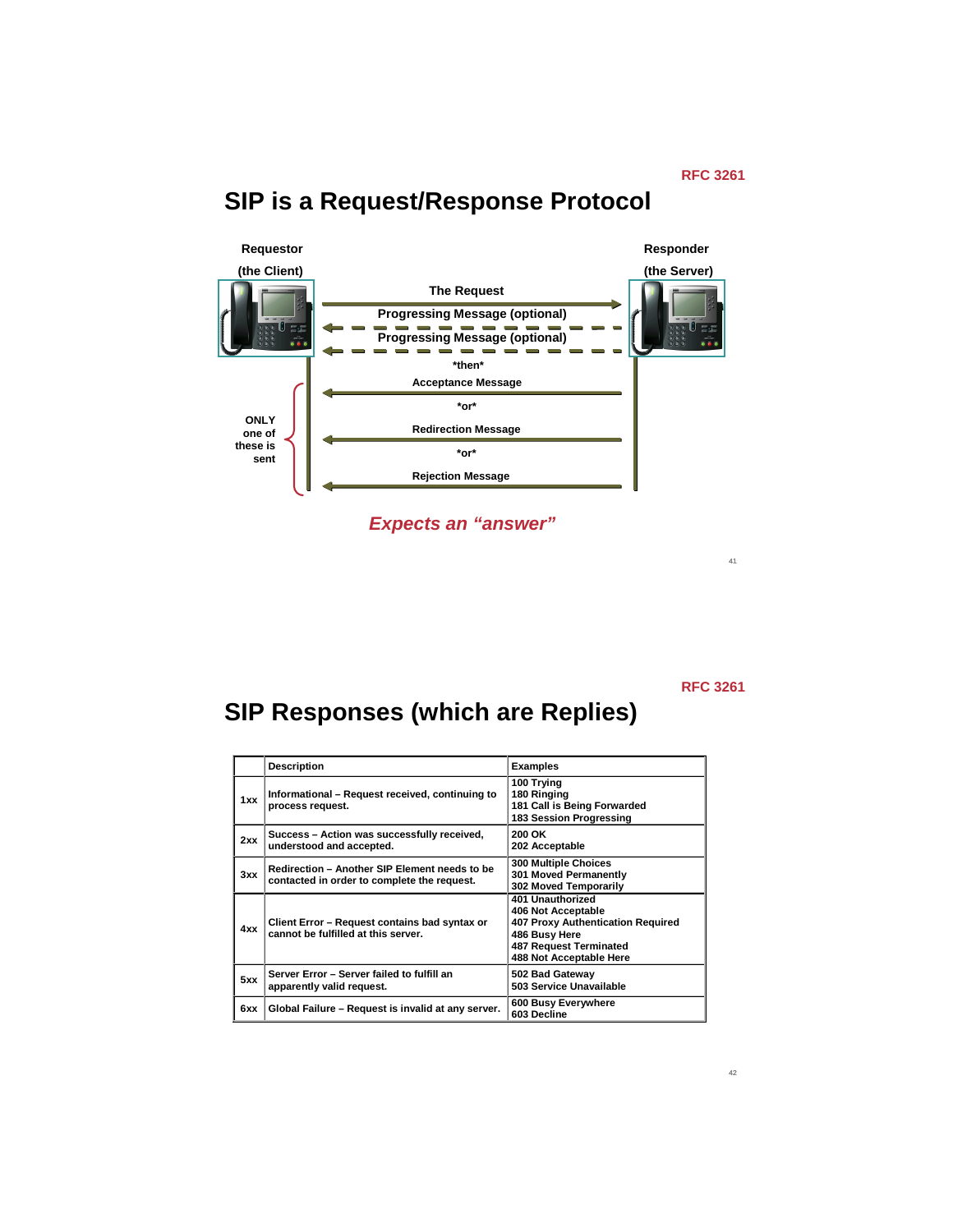RFC 3261

# SIP is a Request/Response Protocol

Requestor (the Client) → Responder (the Server)

- The Request
- Progressing Message (optional)
- Progressing Message (optional)
- *then*
- Acceptance Message
- *or*
- Redirection Message
- *or*
- Rejection Message

ONLY one of these is sent

*Expects an "answer"*

RFC 3261

# SIP Responses (which are Replies)

| | Description | Examples |
|---|---|---|
| 1xx | Informational – Request received, continuing to process request. | 100 Trying<br>180 Ringing<br>181 Call is Being Forwarded<br>183 Session Progressing |
| 2xx | Success – Action was successfully received, understood and accepted. | 200 OK<br>202 Acceptable |
| 3xx | Redirection – Another SIP Element needs to be contacted in order to complete the request. | 300 Multiple Choices<br>301 Moved Permanently<br>302 Moved Temporarily |
| 4xx | Client Error – Request contains bad syntax or cannot be fulfilled at this server. | 401 Unauthorized<br>406 Not Acceptable<br>407 Proxy Authentication Required<br>486 Busy Here<br>487 Request Terminated<br>488 Not Acceptable Here |
| 5xx | Server Error – Server failed to fulfill an apparently valid request. | 502 Bad Gateway<br>503 Service Unavailable |
| 6xx | Global Failure – Request is invalid at any server. | 600 Busy Everywhere<br>603 Decline |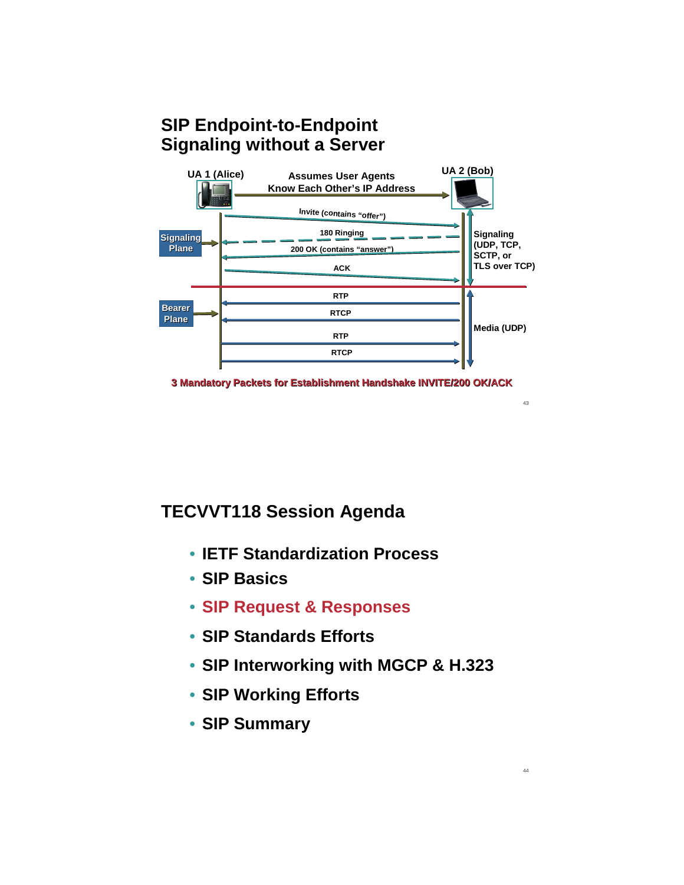## SIP Endpoint-to-Endpoint Signaling without a Server

UA 1 (Alice)

Assumes User Agents Know Each Other's IP Address

UA 2 (Bob)

Signaling Plane

Invite (contains "offer")

180 Ringing

200 OK (contains "answer")

ACK

Signaling (UDP, TCP, SCTP, or TLS over TCP)

Bearer Plane

RTP

RTCP

RTP

RTCP

Media (UDP)

**3 Mandatory Packets for Establishment Handshake INVITE/200 OK/ACK**

## TECVVT118 Session Agenda

- **IETF Standardization Process**
- **SIP Basics**
- **SIP Request & Responses**
- **SIP Standards Efforts**
- **SIP Interworking with MGCP & H.323**
- **SIP Working Efforts**
- **SIP Summary**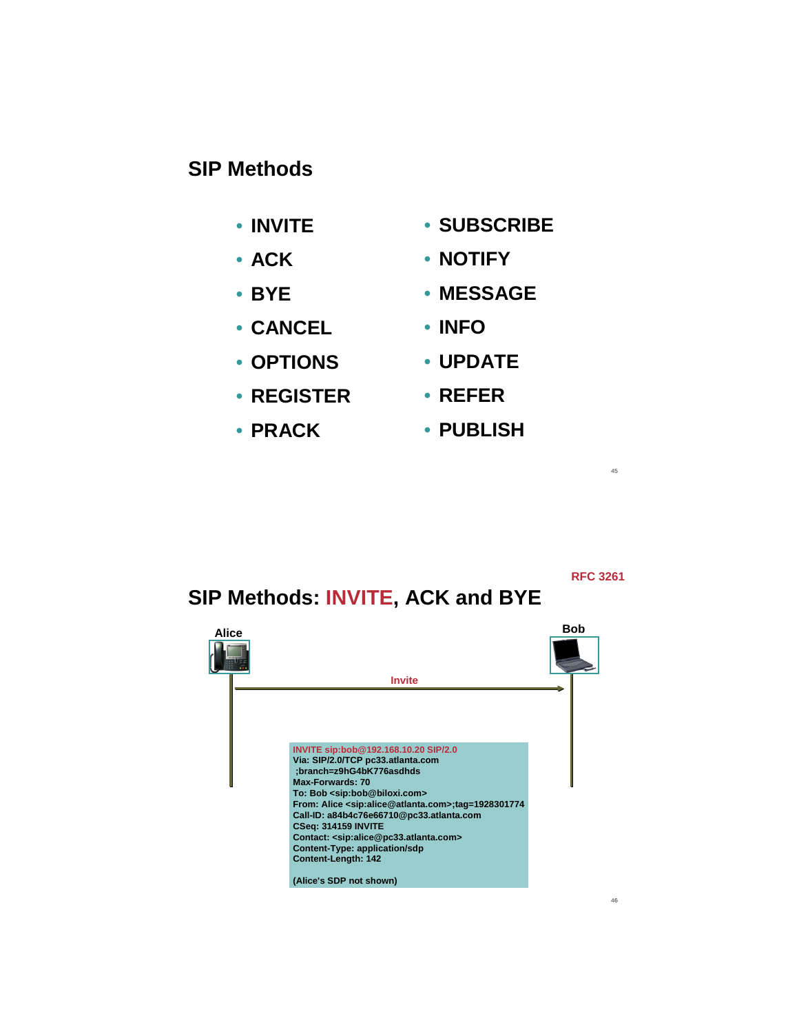## SIP Methods

- INVITE
- ACK
- BYE
- CANCEL
- OPTIONS
- REGISTER
- PRACK
- SUBSCRIBE
- NOTIFY
- MESSAGE
- INFO
- UPDATE
- REFER
- PUBLISH

RFC 3261

## SIP Methods: INVITE, ACK and BYE

Alice

Bob

Invite

```
INVITE sip:bob@192.168.10.20 SIP/2.0
Via: SIP/2.0/TCP pc33.atlanta.com
 ;branch=z9hG4bK776asdhds
Max-Forwards: 70
To: Bob <sip:bob@biloxi.com>
From: Alice <sip:alice@atlanta.com>;tag=1928301774
Call-ID: a84b4c76e66710@pc33.atlanta.com
CSeq: 314159 INVITE
Contact: <sip:alice@pc33.atlanta.com>
Content-Type: application/sdp
Content-Length: 142

(Alice's SDP not shown)
```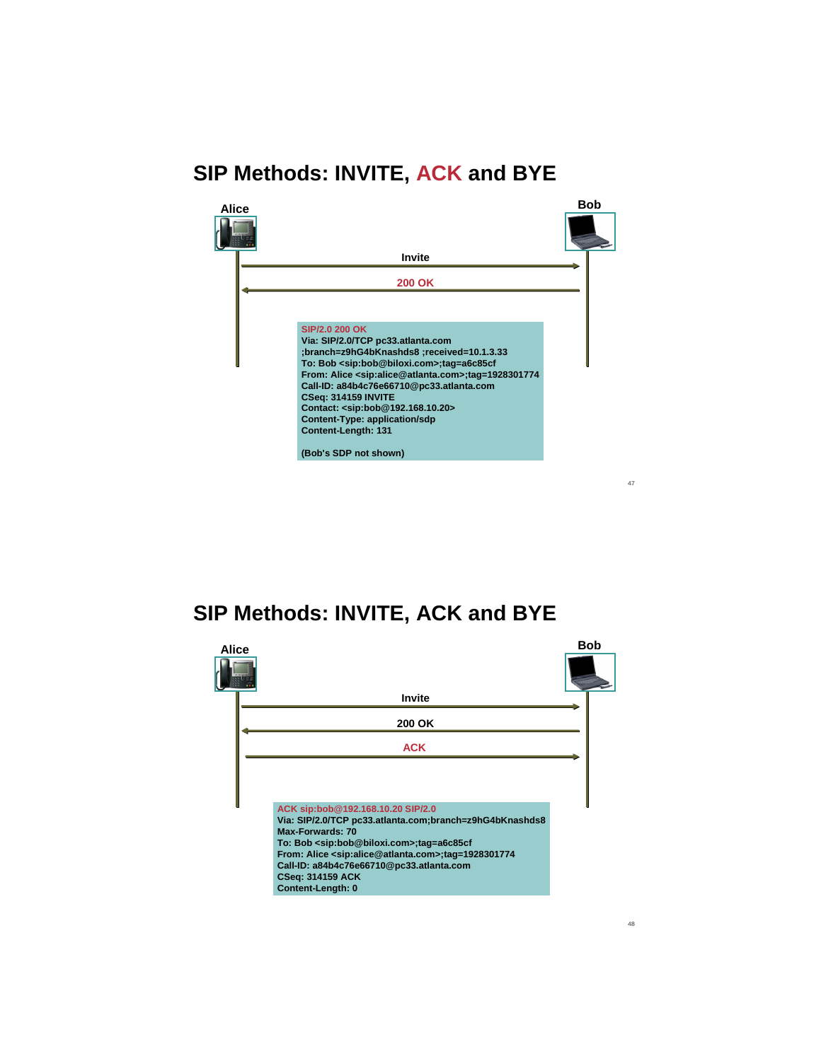# SIP Methods: INVITE, ACK and BYE

Alice — Bob

Invite →

← 200 OK

```
SIP/2.0 200 OK
Via: SIP/2.0/TCP pc33.atlanta.com
;branch=z9hG4bKnashds8 ;received=10.1.3.33
To: Bob <sip:bob@biloxi.com>;tag=a6c85cf
From: Alice <sip:alice@atlanta.com>;tag=1928301774
Call-ID: a84b4c76e66710@pc33.atlanta.com
CSeq: 314159 INVITE
Contact: <sip:bob@192.168.10.20>
Content-Type: application/sdp
Content-Length: 131

(Bob's SDP not shown)
```

# SIP Methods: INVITE, ACK and BYE

Alice — Bob

Invite →

← 200 OK

ACK →

```
ACK sip:bob@192.168.10.20 SIP/2.0
Via: SIP/2.0/TCP pc33.atlanta.com;branch=z9hG4bKnashds8
Max-Forwards: 70
To: Bob <sip:bob@biloxi.com>;tag=a6c85cf
From: Alice <sip:alice@atlanta.com>;tag=1928301774
Call-ID: a84b4c76e66710@pc33.atlanta.com
CSeq: 314159 ACK
Content-Length: 0
```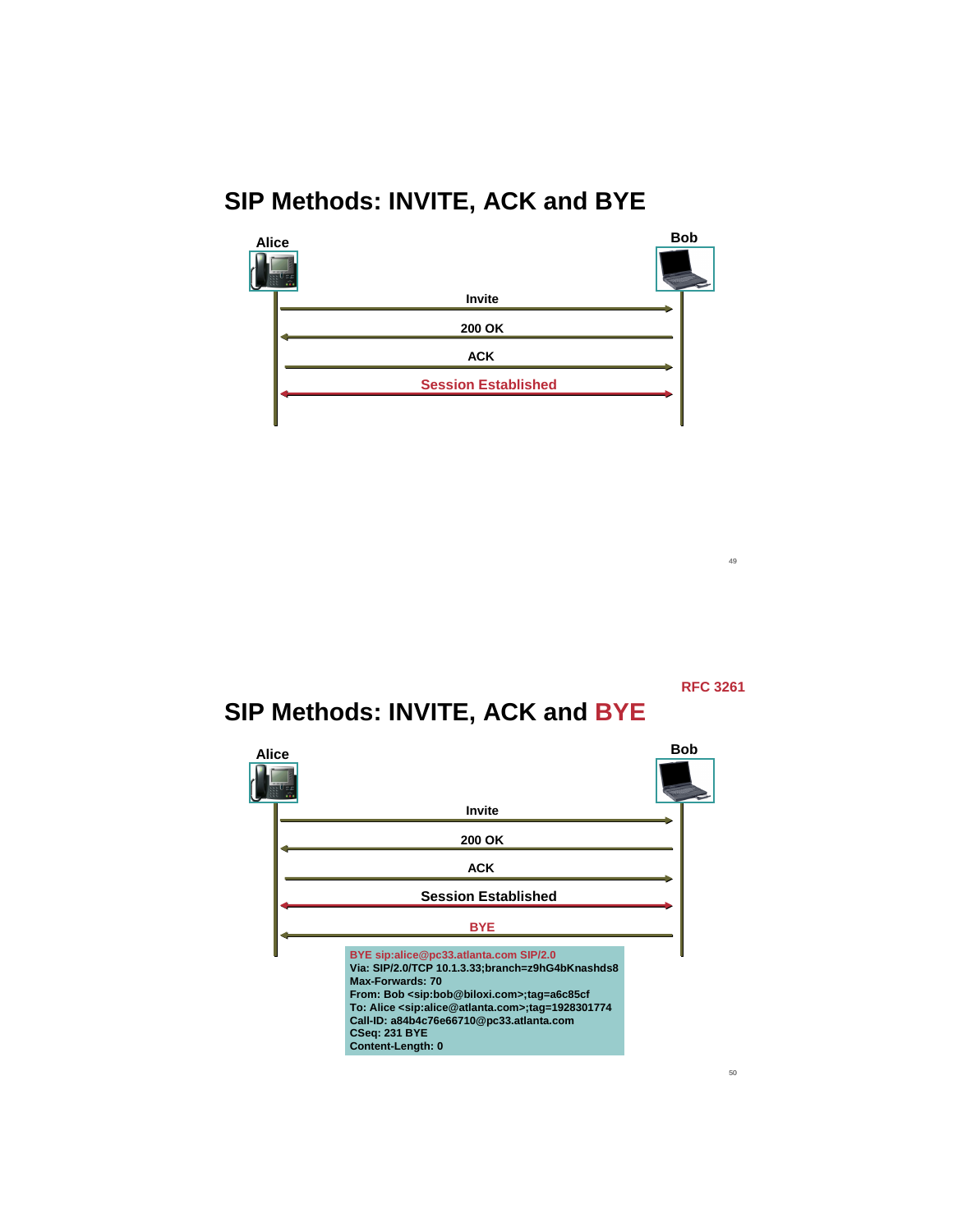# SIP Methods: INVITE, ACK and BYE

Alice — Bob

- Invite (Alice → Bob)
- 200 OK (Bob → Alice)
- ACK (Alice → Bob)
- Session Established (Alice ↔ Bob)

RFC 3261

# SIP Methods: INVITE, ACK and BYE

Alice — Bob

- Invite (Alice → Bob)
- 200 OK (Bob → Alice)
- ACK (Alice → Bob)
- Session Established (Alice ↔ Bob)
- BYE (Bob → Alice)

```
BYE sip:alice@pc33.atlanta.com SIP/2.0
Via: SIP/2.0/TCP 10.1.3.33;branch=z9hG4bKnashds8
Max-Forwards: 70
From: Bob <sip:bob@biloxi.com>;tag=a6c85cf
To: Alice <sip:alice@atlanta.com>;tag=1928301774
Call-ID: a84b4c76e66710@pc33.atlanta.com
CSeq: 231 BYE
Content-Length: 0
```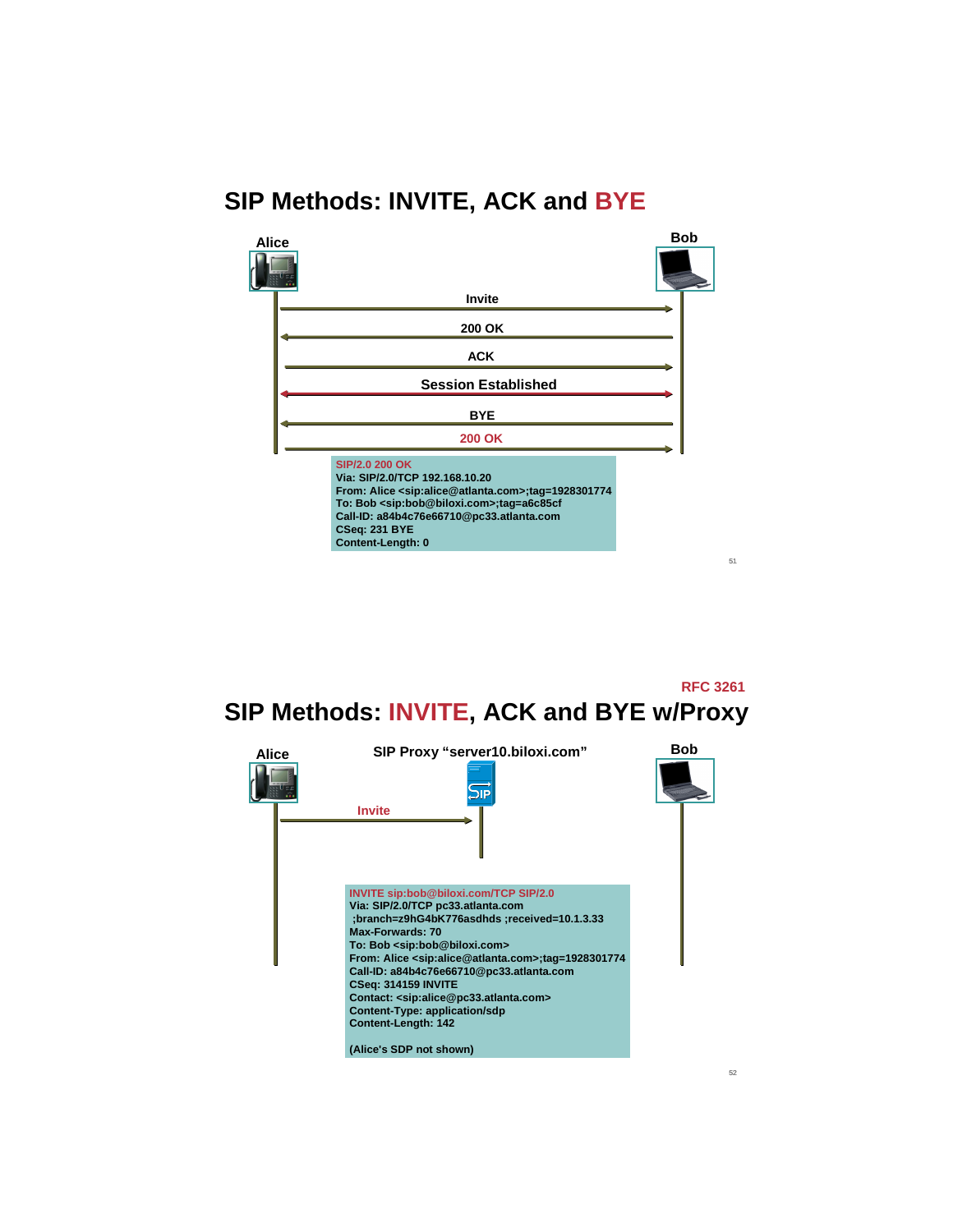# SIP Methods: INVITE, ACK and BYE

Alice — Bob

- Invite (Alice → Bob)
- 200 OK (Bob → Alice)
- ACK (Alice → Bob)
- Session Established (Alice ↔ Bob)
- BYE (Bob → Alice)
- 200 OK (Alice → Bob)

```
SIP/2.0 200 OK
Via: SIP/2.0/TCP 192.168.10.20
From: Alice <sip:alice@atlanta.com>;tag=1928301774
To: Bob <sip:bob@biloxi.com>;tag=a6c85cf
Call-ID: a84b4c76e66710@pc33.atlanta.com
CSeq: 231 BYE
Content-Length: 0
```

RFC 3261

# SIP Methods: INVITE, ACK and BYE w/Proxy

Alice — SIP Proxy "server10.biloxi.com" — Bob

- Invite (Alice → SIP Proxy)

```
INVITE sip:bob@biloxi.com/TCP SIP/2.0
Via: SIP/2.0/TCP pc33.atlanta.com
 ;branch=z9hG4bK776asdhds ;received=10.1.3.33
Max-Forwards: 70
To: Bob <sip:bob@biloxi.com>
From: Alice <sip:alice@atlanta.com>;tag=1928301774
Call-ID: a84b4c76e66710@pc33.atlanta.com
CSeq: 314159 INVITE
Contact: <sip:alice@pc33.atlanta.com>
Content-Type: application/sdp
Content-Length: 142

(Alice's SDP not shown)
```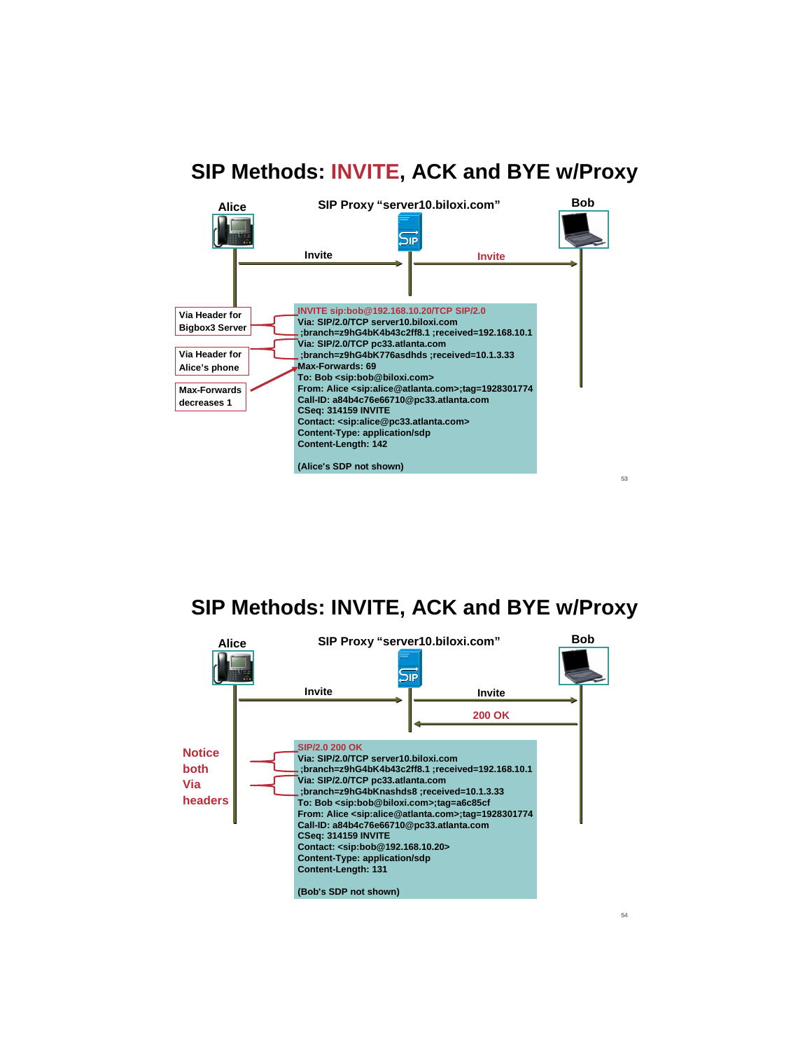# SIP Methods: INVITE, ACK and BYE w/Proxy

Alice — SIP Proxy "server10.biloxi.com" — Bob

Invite → Invite

Via Header for Bigbox3 Server

Via Header for Alice's phone

Max-Forwards decreases 1

```
INVITE sip:bob@192.168.10.20/TCP SIP/2.0
Via: SIP/2.0/TCP server10.biloxi.com
 ;branch=z9hG4bK4b43c2ff8.1 ;received=192.168.10.1
Via: SIP/2.0/TCP pc33.atlanta.com
 ;branch=z9hG4bK776asdhds ;received=10.1.3.33
Max-Forwards: 69
To: Bob <sip:bob@biloxi.com>
From: Alice <sip:alice@atlanta.com>;tag=1928301774
Call-ID: a84b4c76e66710@pc33.atlanta.com
CSeq: 314159 INVITE
Contact: <sip:alice@pc33.atlanta.com>
Content-Type: application/sdp
Content-Length: 142

(Alice's SDP not shown)
```

# SIP Methods: INVITE, ACK and BYE w/Proxy

Alice — SIP Proxy "server10.biloxi.com" — Bob

Invite → Invite → 200 OK

Notice both Via headers

```
SIP/2.0 200 OK
Via: SIP/2.0/TCP server10.biloxi.com
 ;branch=z9hG4bK4b43c2ff8.1 ;received=192.168.10.1
Via: SIP/2.0/TCP pc33.atlanta.com
 ;branch=z9hG4bKnashds8 ;received=10.1.3.33
To: Bob <sip:bob@biloxi.com>;tag=a6c85cf
From: Alice <sip:alice@atlanta.com>;tag=1928301774
Call-ID: a84b4c76e66710@pc33.atlanta.com
CSeq: 314159 INVITE
Contact: <sip:bob@192.168.10.20>
Content-Type: application/sdp
Content-Length: 131

(Bob's SDP not shown)
```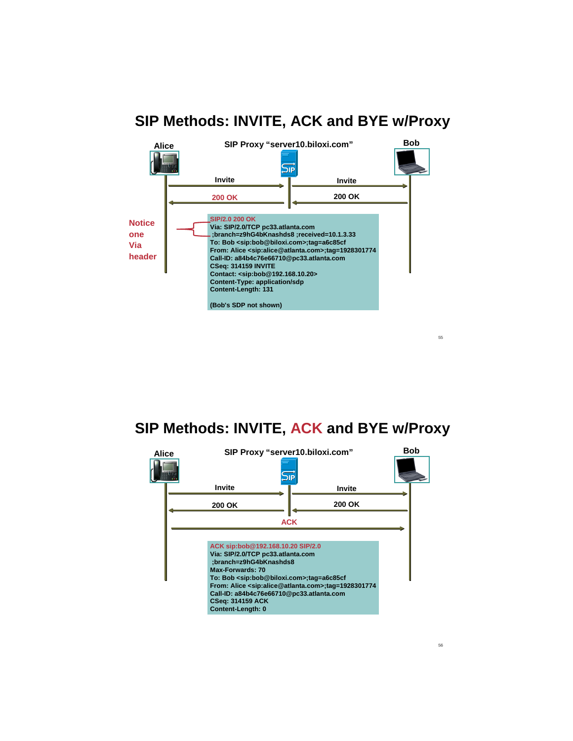# SIP Methods: INVITE, ACK and BYE w/Proxy

Alice — SIP Proxy "server10.biloxi.com" — Bob

Invite → Invite →

← 200 OK ← 200 OK

Notice one Via header

```
SIP/2.0 200 OK
Via: SIP/2.0/TCP pc33.atlanta.com
 ;branch=z9hG4bKnashds8 ;received=10.1.3.33
To: Bob <sip:bob@biloxi.com>;tag=a6c85cf
From: Alice <sip:alice@atlanta.com>;tag=1928301774
Call-ID: a84b4c76e66710@pc33.atlanta.com
CSeq: 314159 INVITE
Contact: <sip:bob@192.168.10.20>
Content-Type: application/sdp
Content-Length: 131

(Bob's SDP not shown)
```

# SIP Methods: INVITE, ACK and BYE w/Proxy

Alice — SIP Proxy "server10.biloxi.com" — Bob

Invite → Invite →

← 200 OK ← 200 OK

ACK →

```
ACK sip:bob@192.168.10.20 SIP/2.0
Via: SIP/2.0/TCP pc33.atlanta.com
 ;branch=z9hG4bKnashds8
Max-Forwards: 70
To: Bob <sip:bob@biloxi.com>;tag=a6c85cf
From: Alice <sip:alice@atlanta.com>;tag=1928301774
Call-ID: a84b4c76e66710@pc33.atlanta.com
CSeq: 314159 ACK
Content-Length: 0
```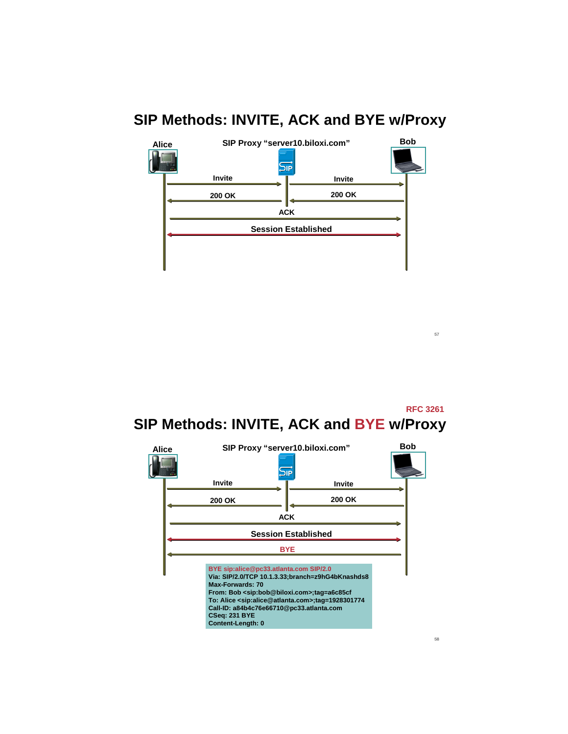# SIP Methods: INVITE, ACK and BYE w/Proxy

Alice — SIP Proxy "server10.biloxi.com" — Bob

- Invite
- Invite
- 200 OK
- 200 OK
- ACK
- Session Established

RFC 3261

# SIP Methods: INVITE, ACK and BYE w/Proxy

Alice — SIP Proxy "server10.biloxi.com" — Bob

- Invite
- Invite
- 200 OK
- 200 OK
- ACK
- Session Established
- BYE

```
BYE sip:alice@pc33.atlanta.com SIP/2.0
Via: SIP/2.0/TCP 10.1.3.33;branch=z9hG4bKnashds8
Max-Forwards: 70
From: Bob <sip:bob@biloxi.com>;tag=a6c85cf
To: Alice <sip:alice@atlanta.com>;tag=1928301774
Call-ID: a84b4c76e66710@pc33.atlanta.com
CSeq: 231 BYE
Content-Length: 0
```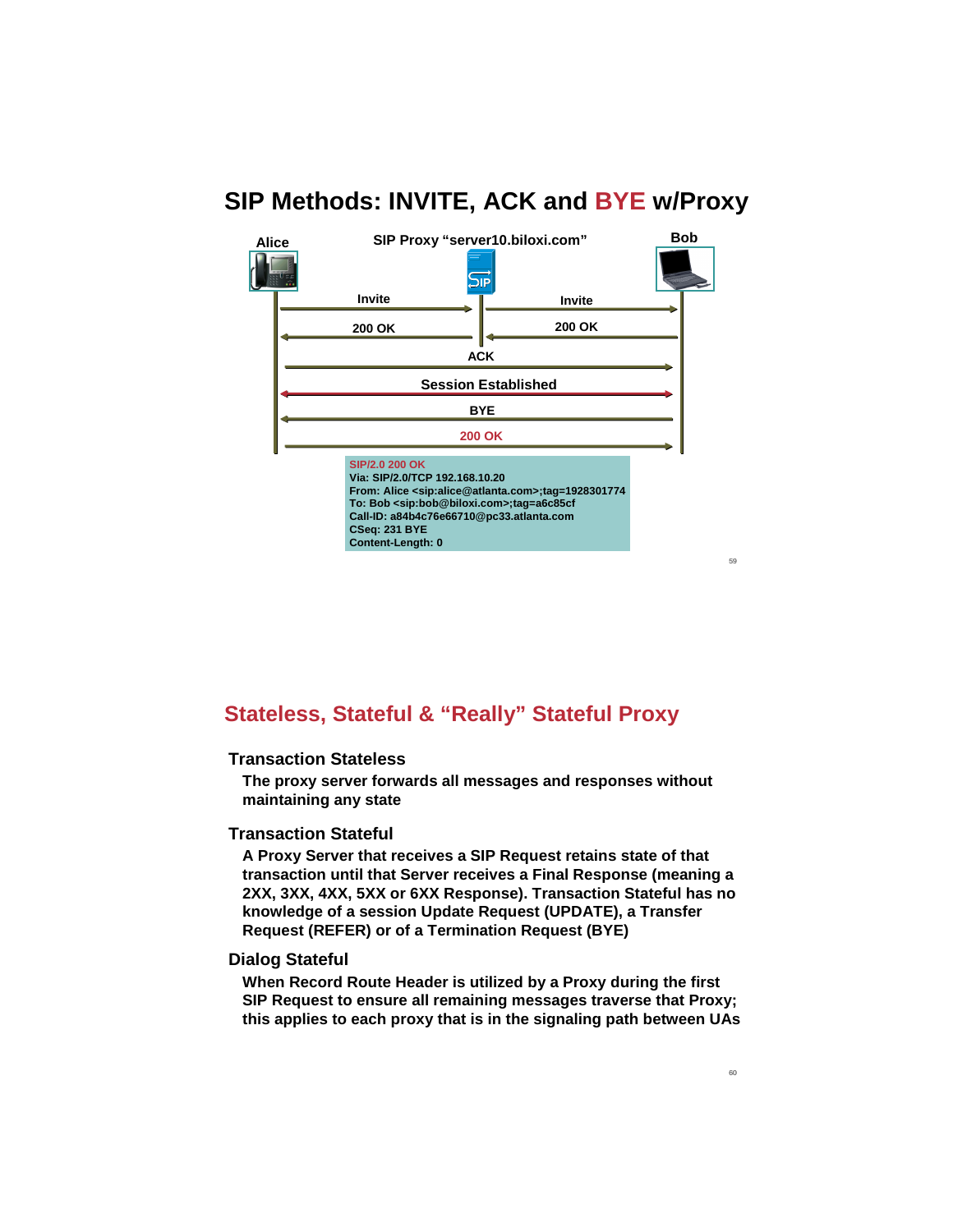# SIP Methods: INVITE, ACK and BYE w/Proxy

Alice — SIP Proxy "server10.biloxi.com" — Bob

- Invite (Alice → Proxy)
- Invite (Proxy → Bob)
- 200 OK (Bob → Proxy)
- 200 OK (Proxy → Alice)
- ACK (Alice → Bob)
- Session Established
- BYE (Bob → Alice)
- 200 OK (Alice → Bob)

```
SIP/2.0 200 OK
Via: SIP/2.0/TCP 192.168.10.20
From: Alice <sip:alice@atlanta.com>;tag=1928301774
To: Bob <sip:bob@biloxi.com>;tag=a6c85cf
Call-ID: a84b4c76e66710@pc33.atlanta.com
CSeq: 231 BYE
Content-Length: 0
```

# Stateless, Stateful & "Really" Stateful Proxy

## Transaction Stateless

The proxy server forwards all messages and responses without maintaining any state

## Transaction Stateful

A Proxy Server that receives a SIP Request retains state of that transaction until that Server receives a Final Response (meaning a 2XX, 3XX, 4XX, 5XX or 6XX Response). Transaction Stateful has no knowledge of a session Update Request (UPDATE), a Transfer Request (REFER) or of a Termination Request (BYE)

## Dialog Stateful

When Record Route Header is utilized by a Proxy during the first SIP Request to ensure all remaining messages traverse that Proxy; this applies to each proxy that is in the signaling path between UAs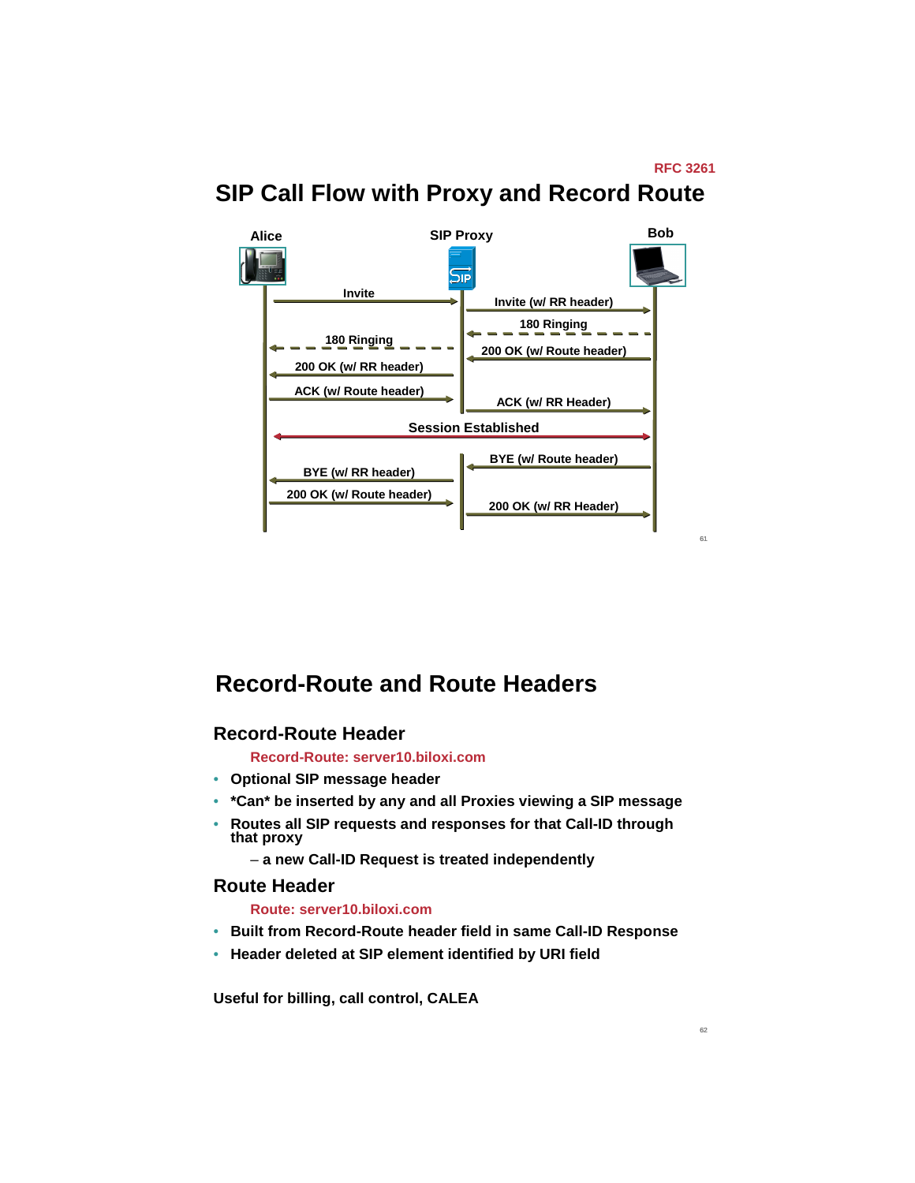RFC 3261

# SIP Call Flow with Proxy and Record Route

Alice — SIP Proxy — Bob

- Invite
- Invite (w/ RR header)
- 180 Ringing
- 180 Ringing
- 200 OK (w/ Route header)
- 200 OK (w/ RR header)
- ACK (w/ Route header)
- ACK (w/ RR Header)
- Session Established
- BYE (w/ Route header)
- BYE (w/ RR header)
- 200 OK (w/ Route header)
- 200 OK (w/ RR Header)

# Record-Route and Route Headers

## Record-Route Header

Record-Route: server10.biloxi.com

- Optional SIP message header
- *Can* be inserted by any and all Proxies viewing a SIP message
- Routes all SIP requests and responses for that Call-ID through that proxy
  – a new Call-ID Request is treated independently

## Route Header

Route: server10.biloxi.com

- Built from Record-Route header field in same Call-ID Response
- Header deleted at SIP element identified by URI field

**Useful for billing, call control, CALEA**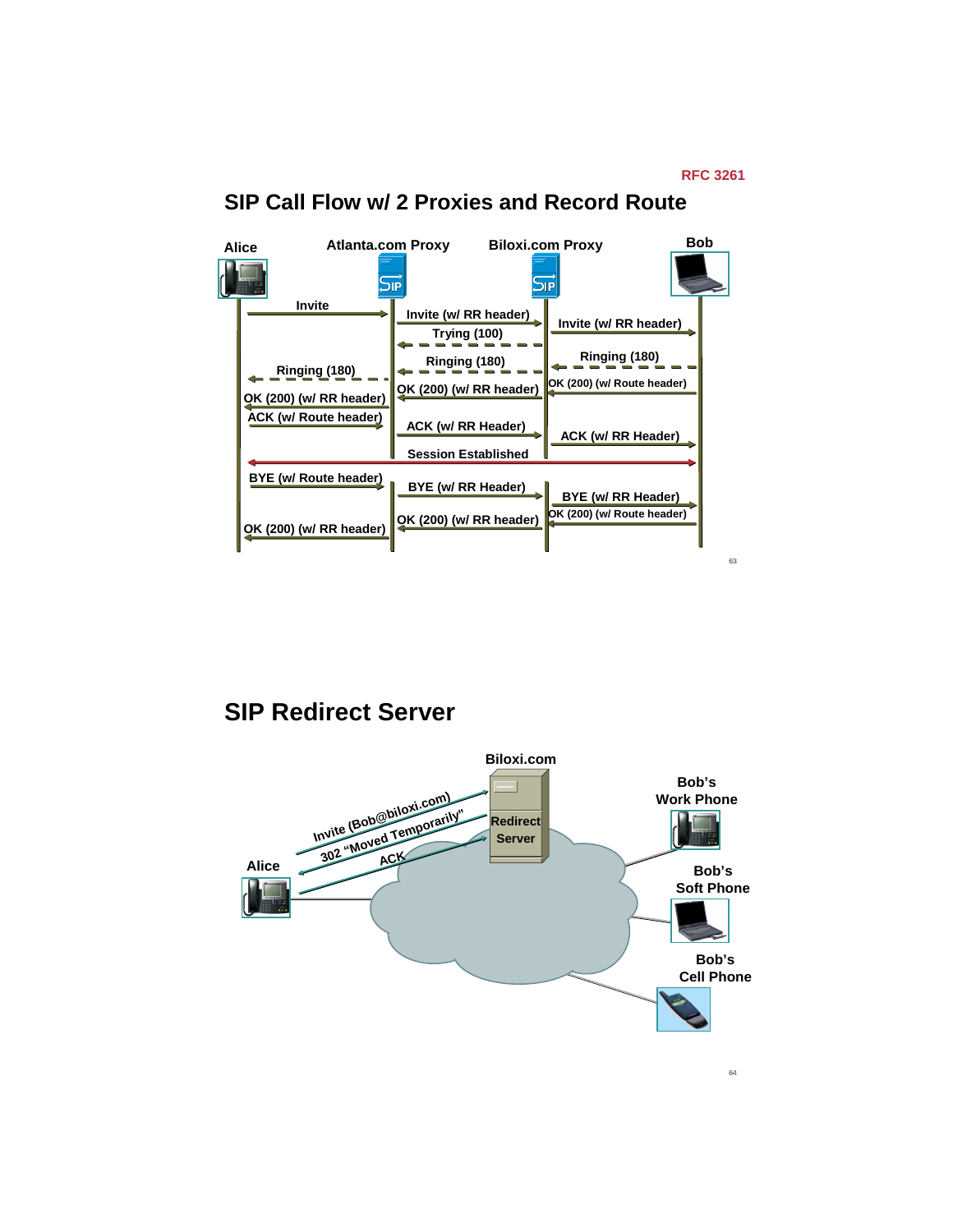RFC 3261

# SIP Call Flow w/ 2 Proxies and Record Route

Alice | Atlanta.com Proxy | Biloxi.com Proxy | Bob

- Invite
- Invite (w/ RR header)
- Invite (w/ RR header)
- Trying (100)
- Ringing (180)
- Ringing (180)
- Ringing (180)
- OK (200) (w/ Route header)
- OK (200) (w/ RR header)
- OK (200) (w/ RR header)
- ACK (w/ Route header)
- ACK (w/ RR Header)
- ACK (w/ RR Header)
- Session Established
- BYE (w/ Route header)
- BYE (w/ RR Header)
- BYE (w/ RR Header)
- OK (200) (w/ Route header)
- OK (200) (w/ RR header)
- OK (200) (w/ RR header)

# SIP Redirect Server

Biloxi.com

Redirect Server

Alice

- Invite (Bob@biloxi.com)
- 302 "Moved Temporarily"
- ACK

Bob's Work Phone

Bob's Soft Phone

Bob's Cell Phone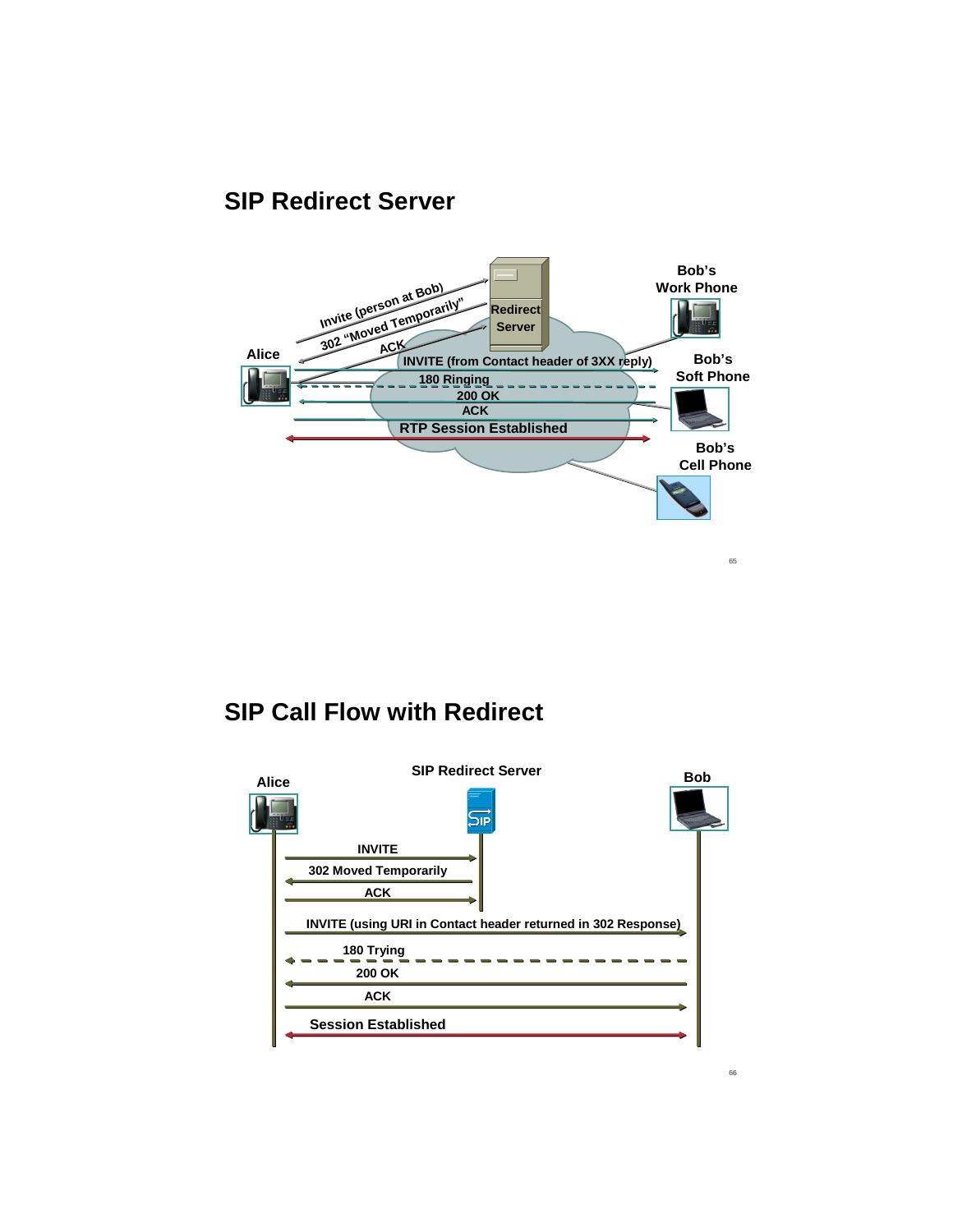## SIP Redirect Server

Alice

Invite (person at Bob)

302 "Moved Temporarily"

ACK

Redirect Server

Bob's Work Phone

INVITE (from Contact header of 3XX reply)

180 Ringing

200 OK

ACK

RTP Session Established

Bob's Soft Phone

Bob's Cell Phone

## SIP Call Flow with Redirect

Alice

SIP Redirect Server

Bob

INVITE

302 Moved Temporarily

ACK

INVITE (using URI in Contact header returned in 302 Response)

180 Trying

200 OK

ACK

Session Established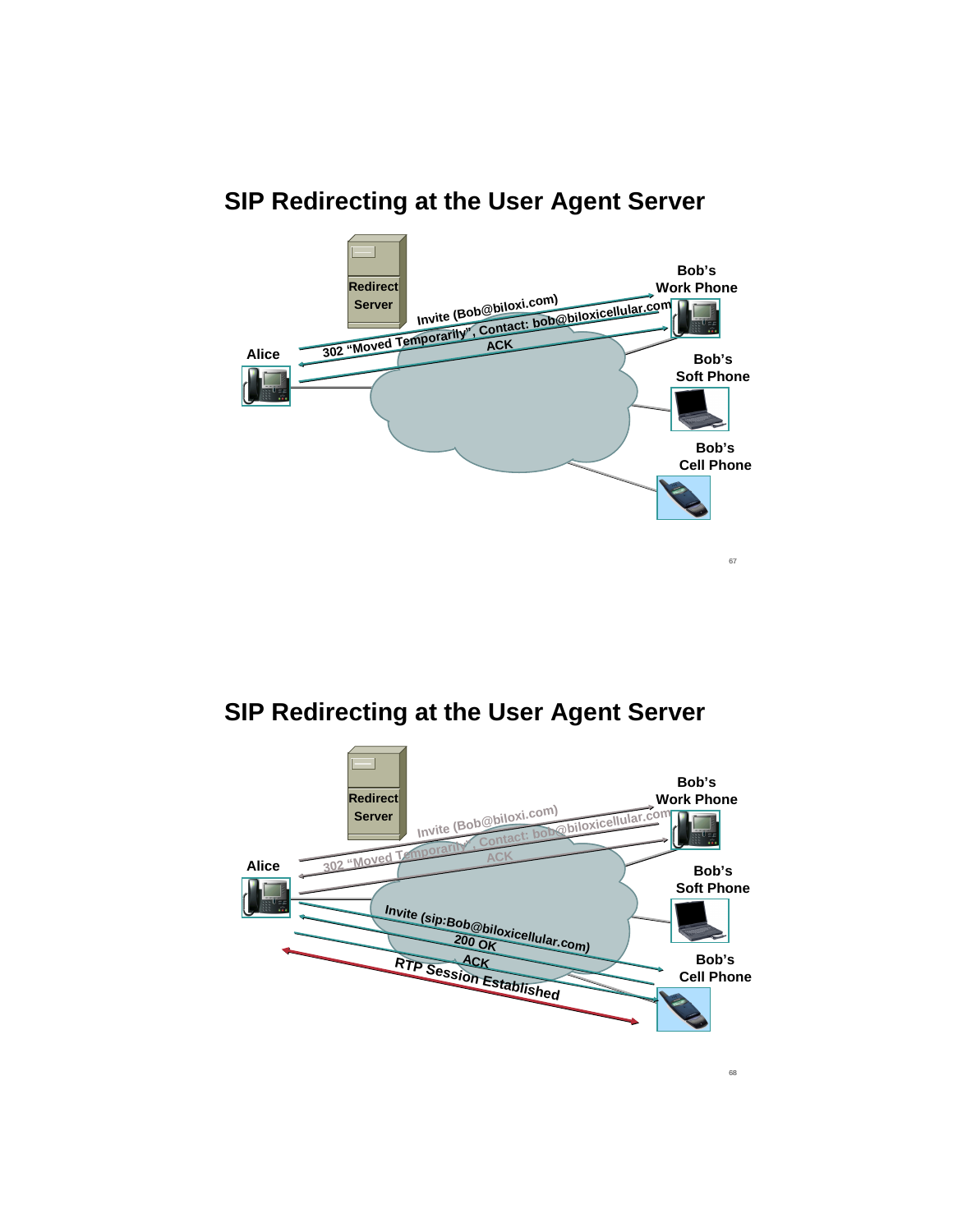# SIP Redirecting at the User Agent Server

Redirect Server

Alice

Bob's Work Phone

Bob's Soft Phone

Bob's Cell Phone

Invite (Bob@biloxi.com)

302 "Moved Temporarily", Contact: bob@biloxicellular.com

ACK

# SIP Redirecting at the User Agent Server

Redirect Server

Alice

Bob's Work Phone

Bob's Soft Phone

Bob's Cell Phone

Invite (Bob@biloxi.com)

302 "Moved Temporarily", Contact: bob@biloxicellular.com

ACK

Invite (sip:Bob@biloxicellular.com)

200 OK

ACK

RTP Session Established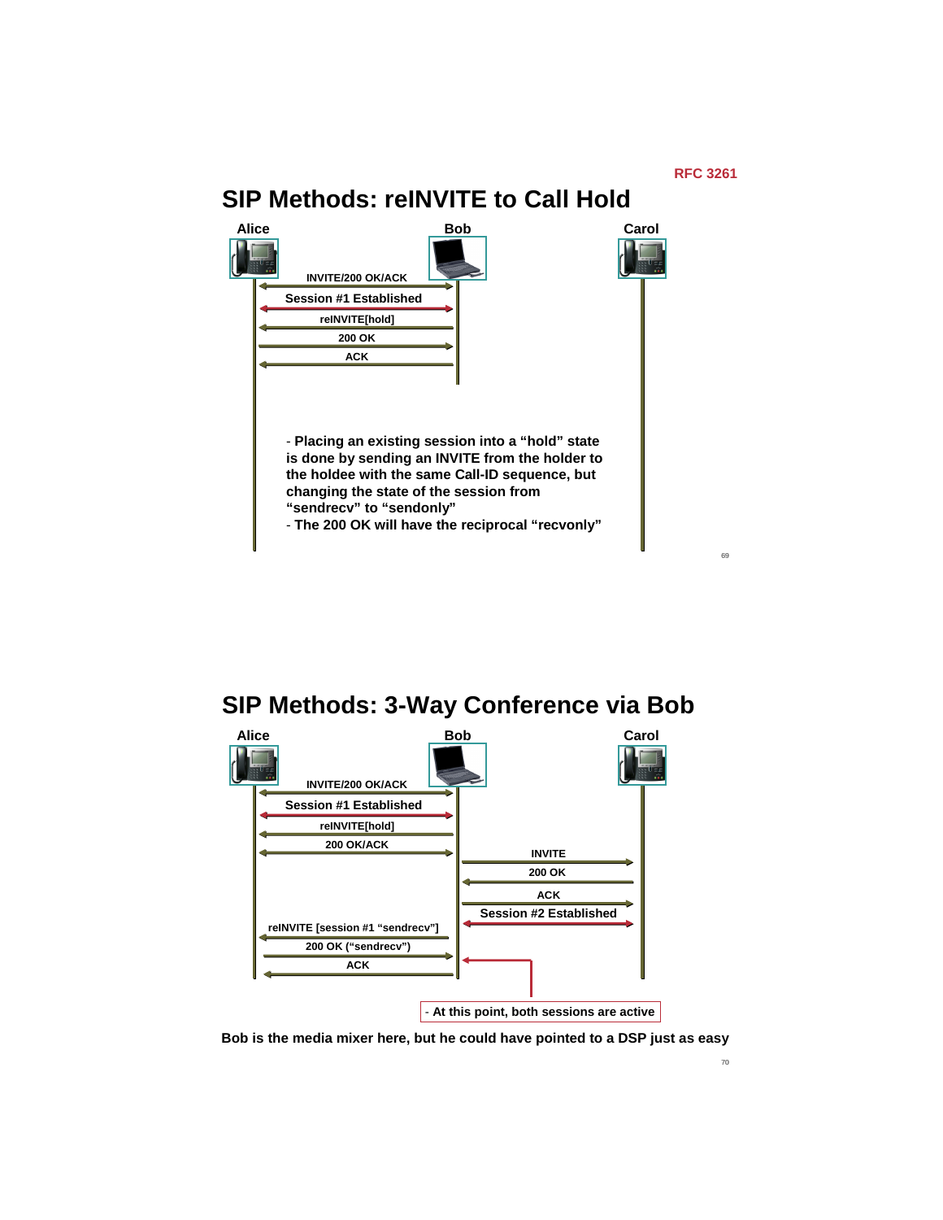RFC 3261

# SIP Methods: reINVITE to Call Hold

Alice — Bob — Carol

- INVITE/200 OK/ACK
- Session #1 Established
- reINVITE[hold]
- 200 OK
- ACK

- **Placing an existing session into a "hold" state is done by sending an INVITE from the holder to the holdee with the same Call-ID sequence, but changing the state of the session from "sendrecv" to "sendonly"**
- **The 200 OK will have the reciprocal "recvonly"**

# SIP Methods: 3-Way Conference via Bob

Alice — Bob — Carol

- INVITE/200 OK/ACK
- Session #1 Established
- reINVITE[hold]
- 200 OK/ACK
- INVITE
- 200 OK
- ACK
- Session #2 Established
- reINVITE [session #1 "sendrecv"]
- 200 OK ("sendrecv")
- ACK

- **At this point, both sessions are active**

**Bob is the media mixer here, but he could have pointed to a DSP just as easy**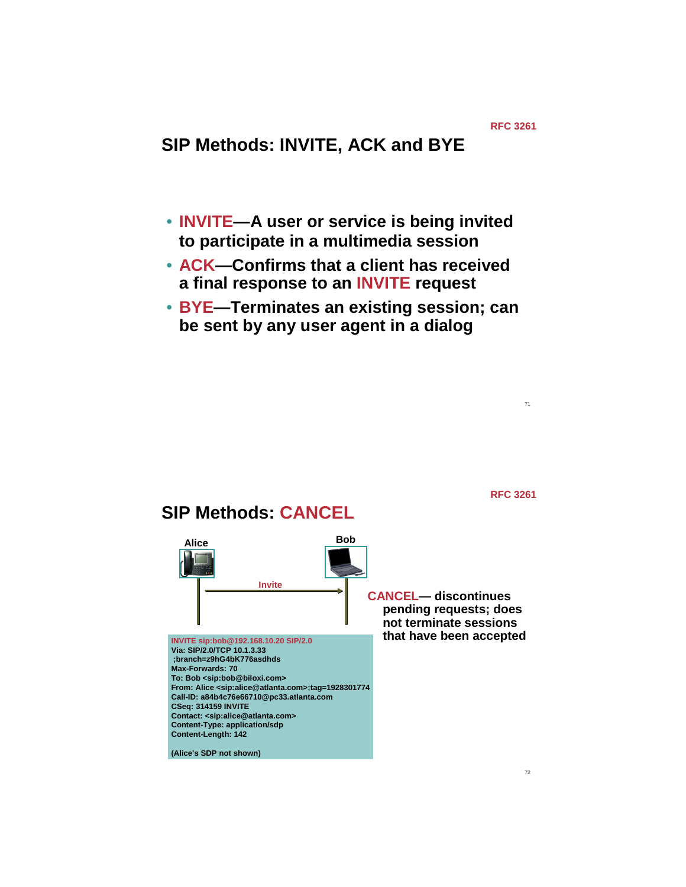RFC 3261

## SIP Methods: INVITE, ACK and BYE

- **INVITE—A user or service is being invited to participate in a multimedia session**
- **ACK—Confirms that a client has received a final response to an INVITE request**
- **BYE—Terminates an existing session; can be sent by any user agent in a dialog**

RFC 3261

## SIP Methods: CANCEL

Alice

Bob

Invite

```
INVITE sip:bob@192.168.10.20 SIP/2.0
Via: SIP/2.0/TCP 10.1.3.33
 ;branch=z9hG4bK776asdhds
Max-Forwards: 70
To: Bob <sip:bob@biloxi.com>
From: Alice <sip:alice@atlanta.com>;tag=1928301774
Call-ID: a84b4c76e66710@pc33.atlanta.com
CSeq: 314159 INVITE
Contact: <sip:alice@atlanta.com>
Content-Type: application/sdp
Content-Length: 142

(Alice's SDP not shown)
```

**CANCEL— discontinues pending requests; does not terminate sessions that have been accepted**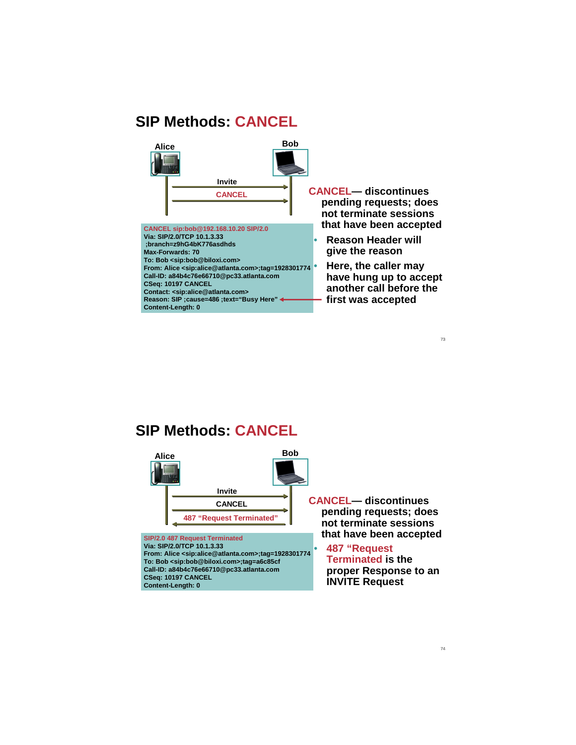# SIP Methods: CANCEL

Alice — Bob

Invite →

CANCEL →

```
CANCEL sip:bob@192.168.10.20 SIP/2.0
Via: SIP/2.0/TCP 10.1.3.33
 ;branch=z9hG4bK776asdhds
Max-Forwards: 70
To: Bob <sip:bob@biloxi.com>
From: Alice <sip:alice@atlanta.com>;tag=1928301774
Call-ID: a84b4c76e66710@pc33.atlanta.com
CSeq: 10197 CANCEL
Contact: <sip:alice@atlanta.com>
Reason: SIP ;cause=486 ;text="Busy Here"
Content-Length: 0
```

**CANCEL— discontinues pending requests; does not terminate sessions that have been accepted**

- **Reason Header will give the reason**
- **Here, the caller may have hung up to accept another call before the first was accepted**

# SIP Methods: CANCEL

Alice — Bob

Invite →

CANCEL →

← 487 "Request Terminated"

```
SIP/2.0 487 Request Terminated
Via: SIP/2.0/TCP 10.1.3.33
From: Alice <sip:alice@atlanta.com>;tag=1928301774
To: Bob <sip:bob@biloxi.com>;tag=a6c85cf
Call-ID: a84b4c76e66710@pc33.atlanta.com
CSeq: 10197 CANCEL
Content-Length: 0
```

**CANCEL— discontinues pending requests; does not terminate sessions that have been accepted**

- **487 "Request Terminated" is the proper Response to an INVITE Request**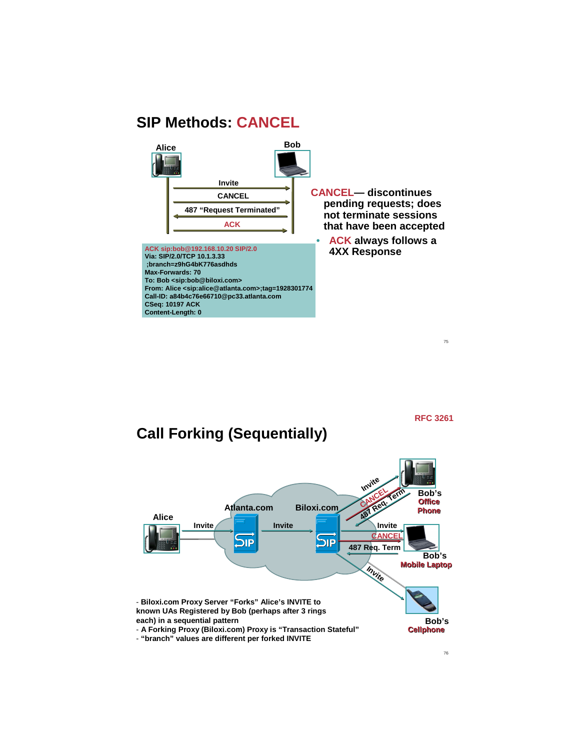# SIP Methods: CANCEL

Alice — Bob

- Invite
- CANCEL
- 487 "Request Terminated"
- ACK

```
ACK sip:bob@192.168.10.20 SIP/2.0
Via: SIP/2.0/TCP 10.1.3.33
 ;branch=z9hG4bK776asdhds
Max-Forwards: 70
To: Bob <sip:bob@biloxi.com>
From: Alice <sip:alice@atlanta.com>;tag=1928301774
Call-ID: a84b4c76e66710@pc33.atlanta.com
CSeq: 10197 ACK
Content-Length: 0
```

**CANCEL— discontinues pending requests; does not terminate sessions that have been accepted**

- **ACK always follows a 4XX Response**

RFC 3261

# Call Forking (Sequentially)

Alice — Invite → Atlanta.com — Invite → Biloxi.com

- Bob's Office Phone: Invite, CANCEL, 487 Req. Term
- Bob's Mobile Laptop: Invite, CANCEL, 487 Req. Term
- Bob's Cellphone: Invite

- **Biloxi.com Proxy Server "Forks" Alice's INVITE to known UAs Registered by Bob (perhaps after 3 rings each) in a sequential pattern**
- **A Forking Proxy (Biloxi.com) Proxy is "Transaction Stateful"**
- **"branch" values are different per forked INVITE**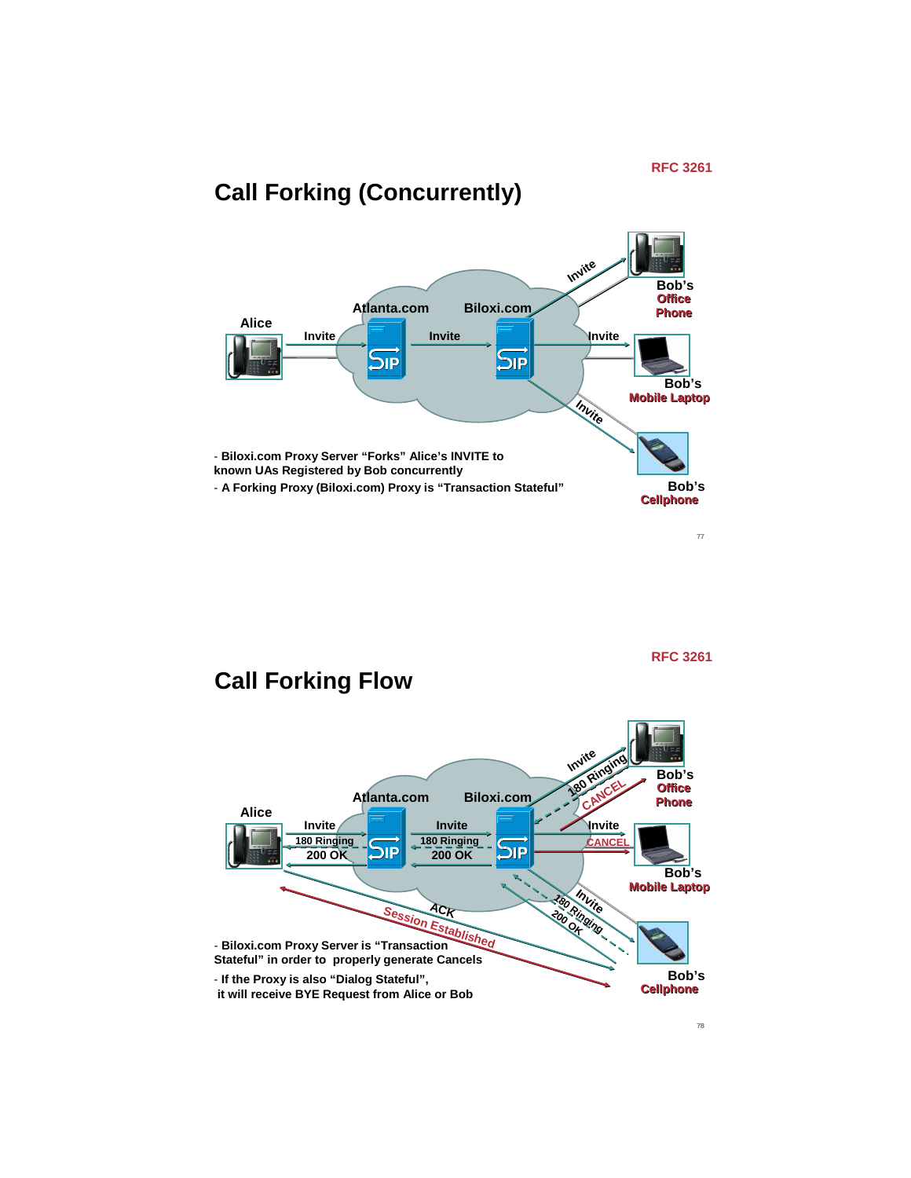RFC 3261

# Call Forking (Concurrently)

Alice

Atlanta.com

Biloxi.com

Invite

Invite

Invite

Invite

Invite

Bob's Office Phone

Bob's Mobile Laptop

Bob's Cellphone

- Biloxi.com Proxy Server "Forks" Alice's INVITE to known UAs Registered by Bob concurrently
- A Forking Proxy (Biloxi.com) Proxy is "Transaction Stateful"

RFC 3261

# Call Forking Flow

Alice

Atlanta.com

Biloxi.com

Invite

180 Ringing

200 OK

Invite

180 Ringing

200 OK

Invite

180 Ringing

CANCEL

Invite

CANCEL

Invite

180 Ringing

200 OK

ACK

Session Established

Bob's Office Phone

Bob's Mobile Laptop

Bob's Cellphone

- Biloxi.com Proxy Server is "Transaction Stateful" in order to properly generate Cancels
- If the Proxy is also "Dialog Stateful", it will receive BYE Request from Alice or Bob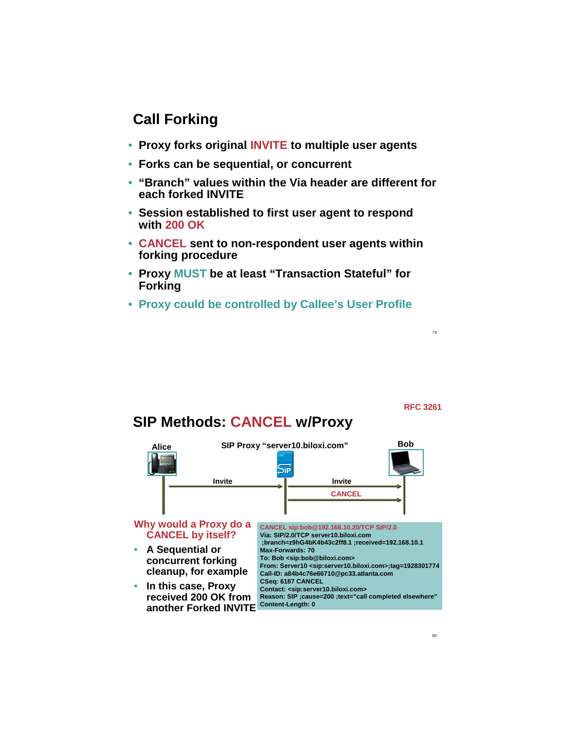## Call Forking

- Proxy forks original INVITE to multiple user agents
- Forks can be sequential, or concurrent
- "Branch" values within the Via header are different for each forked INVITE
- Session established to first user agent to respond with 200 OK
- CANCEL sent to non-respondent user agents within forking procedure
- Proxy MUST be at least "Transaction Stateful" for Forking
- Proxy could be controlled by Callee's User Profile

RFC 3261

## SIP Methods: CANCEL w/Proxy

Alice — SIP Proxy "server10.biloxi.com" — Bob

Invite → Invite → CANCEL

**Why would a Proxy do a CANCEL by itself?**

- A Sequential or concurrent forking cleanup, for example
- In this case, Proxy received 200 OK from another Forked INVITE

```
CANCEL sip:bob@192.168.10.20/TCP SIP/2.0
Via: SIP/2.0/TCP server10.biloxi.com
 ;branch=z9hG4bK4b43c2ff8.1 ;received=192.168.10.1
Max-Forwards: 70
To: Bob <sip:bob@biloxi.com>
From: Server10 <sip:server10.biloxi.com>;tag=1928301774
Call-ID: a84b4c76e66710@pc33.atlanta.com
CSeq: 6187 CANCEL
Contact: <sip:server10.biloxi.com>
Reason: SIP ;cause=200 ;text="call completed elsewhere"
Content-Length: 0
```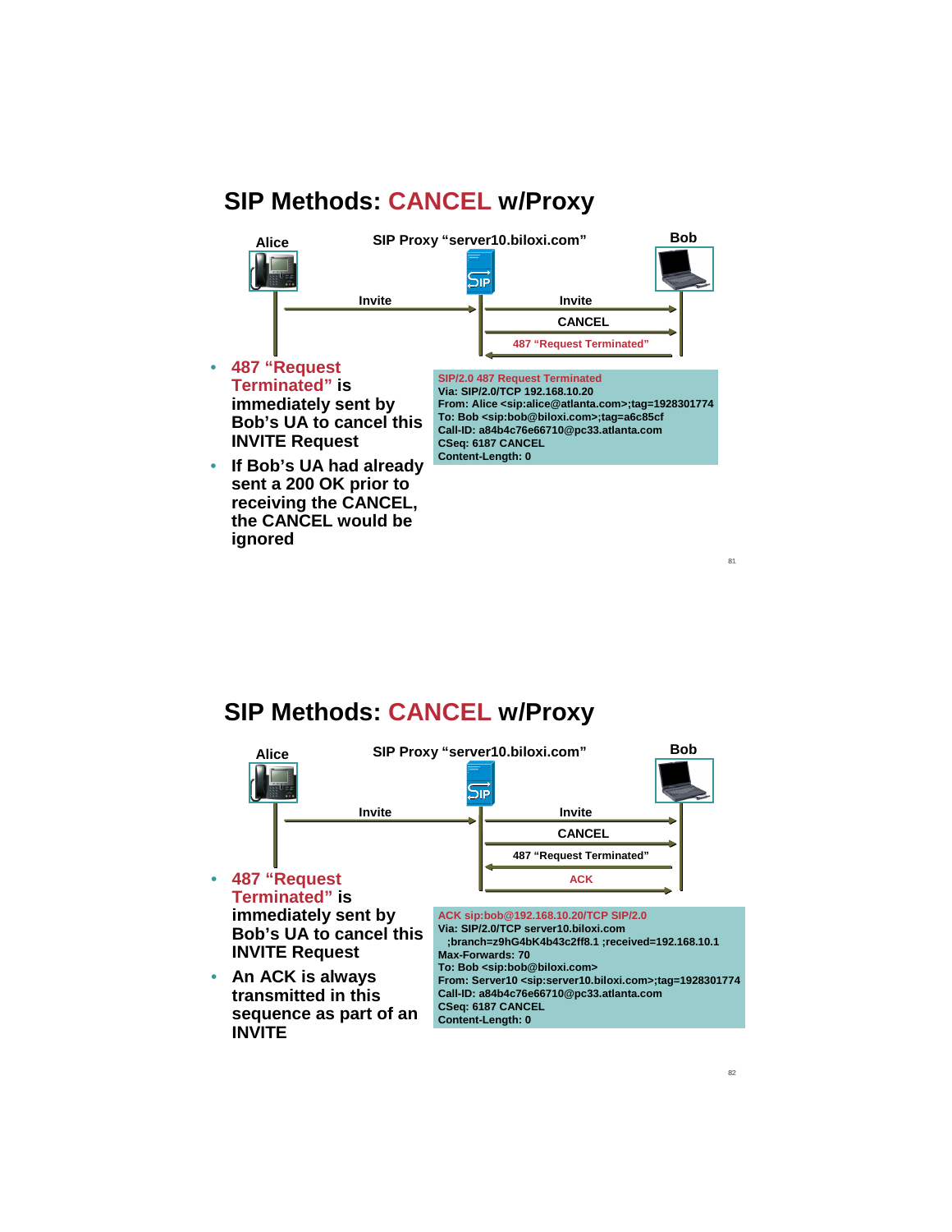# SIP Methods: CANCEL w/Proxy

Alice — SIP Proxy "server10.biloxi.com" — Bob

Invite → Invite → CANCEL → 487 "Request Terminated"

- 487 "Request Terminated" is immediately sent by Bob's UA to cancel this INVITE Request
- If Bob's UA had already sent a 200 OK prior to receiving the CANCEL, the CANCEL would be ignored

```
SIP/2.0 487 Request Terminated
Via: SIP/2.0/TCP 192.168.10.20
From: Alice <sip:alice@atlanta.com>;tag=1928301774
To: Bob <sip:bob@biloxi.com>;tag=a6c85cf
Call-ID: a84b4c76e66710@pc33.atlanta.com
CSeq: 6187 CANCEL
Content-Length: 0
```

# SIP Methods: CANCEL w/Proxy

Alice — SIP Proxy "server10.biloxi.com" — Bob

Invite → Invite → CANCEL → 487 "Request Terminated" → ACK

- 487 "Request Terminated" is immediately sent by Bob's UA to cancel this INVITE Request
- An ACK is always transmitted in this sequence as part of an INVITE

```
ACK sip:bob@192.168.10.20/TCP SIP/2.0
Via: SIP/2.0/TCP server10.biloxi.com
  ;branch=z9hG4bK4b43c2ff8.1 ;received=192.168.10.1
Max-Forwards: 70
To: Bob <sip:bob@biloxi.com>
From: Server10 <sip:server10.biloxi.com>;tag=1928301774
Call-ID: a84b4c76e66710@pc33.atlanta.com
CSeq: 6187 CANCEL
Content-Length: 0
```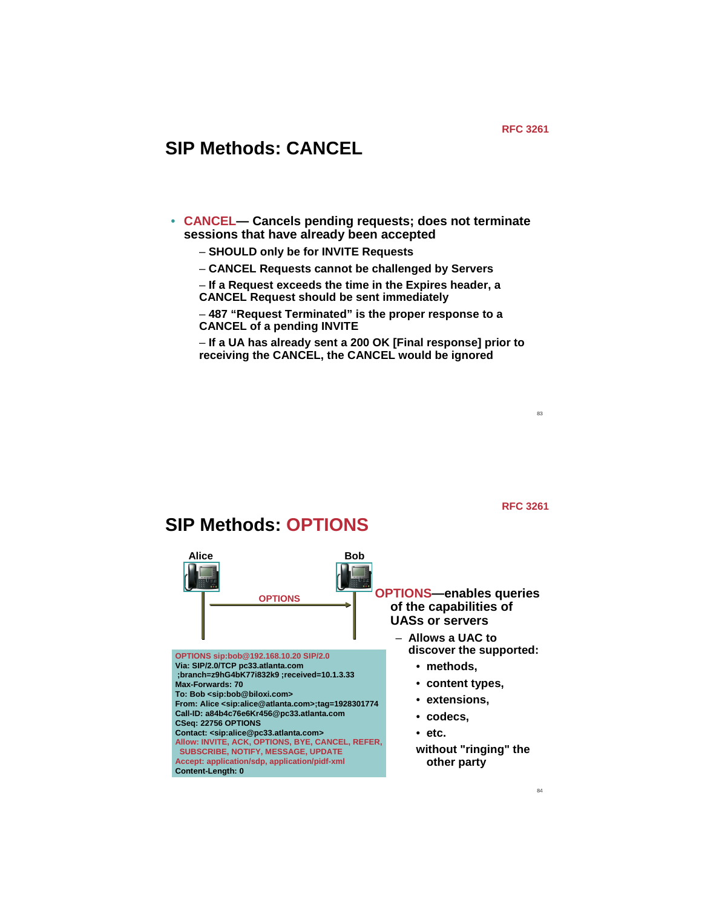RFC 3261

# SIP Methods: CANCEL

- **CANCEL— Cancels pending requests; does not terminate sessions that have already been accepted**
  - **SHOULD only be for INVITE Requests**
  - **CANCEL Requests cannot be challenged by Servers**
  - **If a Request exceeds the time in the Expires header, a CANCEL Request should be sent immediately**
  - **487 "Request Terminated" is the proper response to a CANCEL of a pending INVITE**
  - **If a UA has already sent a 200 OK [Final response] prior to receiving the CANCEL, the CANCEL would be ignored**

RFC 3261

# SIP Methods: OPTIONS

**Alice** → **Bob**: OPTIONS

```
OPTIONS sip:bob@192.168.10.20 SIP/2.0
Via: SIP/2.0/TCP pc33.atlanta.com
 ;branch=z9hG4bK77i832k9 ;received=10.1.3.33
Max-Forwards: 70
To: Bob <sip:bob@biloxi.com>
From: Alice <sip:alice@atlanta.com>;tag=1928301774
Call-ID: a84b4c76e6Kr456@pc33.atlanta.com
CSeq: 22756 OPTIONS
Contact: <sip:alice@pc33.atlanta.com>
Allow: INVITE, ACK, OPTIONS, BYE, CANCEL, REFER,
 SUBSCRIBE, NOTIFY, MESSAGE, UPDATE
Accept: application/sdp, application/pidf-xml
Content-Length: 0
```

**OPTIONS—enables queries of the capabilities of UASs or servers**

- **Allows a UAC to discover the supported:**
  - **methods,**
  - **content types,**
  - **extensions,**
  - **codecs,**
  - **etc.**

  **without "ringing" the other party**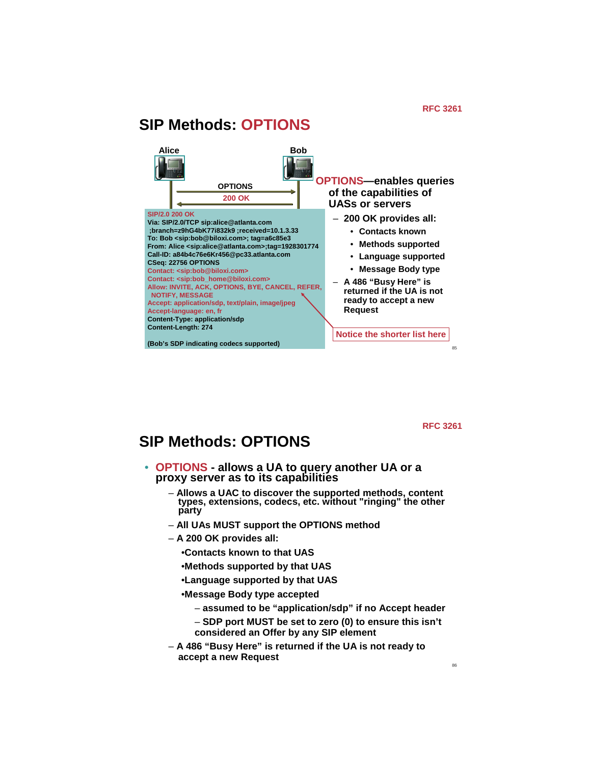RFC 3261

# SIP Methods: OPTIONS

Alice — Bob

OPTIONS →

← 200 OK

```
SIP/2.0 200 OK
Via: SIP/2.0/TCP sip:alice@atlanta.com
 ;branch=z9hG4bK77i832k9 ;received=10.1.3.33
To: Bob <sip:bob@biloxi.com>; tag=a6c85e3
From: Alice <sip:alice@atlanta.com>;tag=1928301774
Call-ID: a84b4c76e6Kr456@pc33.atlanta.com
CSeq: 22756 OPTIONS
Contact: <sip:bob@biloxi.com>
Contact: <sip:bob_home@biloxi.com>
Allow: INVITE, ACK, OPTIONS, BYE, CANCEL, REFER,
 NOTIFY, MESSAGE
Accept: application/sdp, text/plain, image/jpeg
Accept-language: en, fr
Content-Type: application/sdp
Content-Length: 274

(Bob's SDP indicating codecs supported)
```

**OPTIONS—enables queries of the capabilities of UASs or servers**

- 200 OK provides all:
  - Contacts known
  - Methods supported
  - Language supported
  - Message Body type
- A 486 "Busy Here" is returned if the UA is not ready to accept a new Request

Notice the shorter list here

---

RFC 3261

# SIP Methods: OPTIONS

- **OPTIONS - allows a UA to query another UA or a proxy server as to its capabilities**
  - Allows a UAC to discover the supported methods, content types, extensions, codecs, etc. without "ringing" the other party
  - All UAs MUST support the OPTIONS method
  - A 200 OK provides all:
    - Contacts known to that UAS
    - Methods supported by that UAS
    - Language supported by that UAS
    - Message Body type accepted
      - assumed to be "application/sdp" if no Accept header
      - SDP port MUST be set to zero (0) to ensure this isn't considered an Offer by any SIP element
  - A 486 "Busy Here" is returned if the UA is not ready to accept a new Request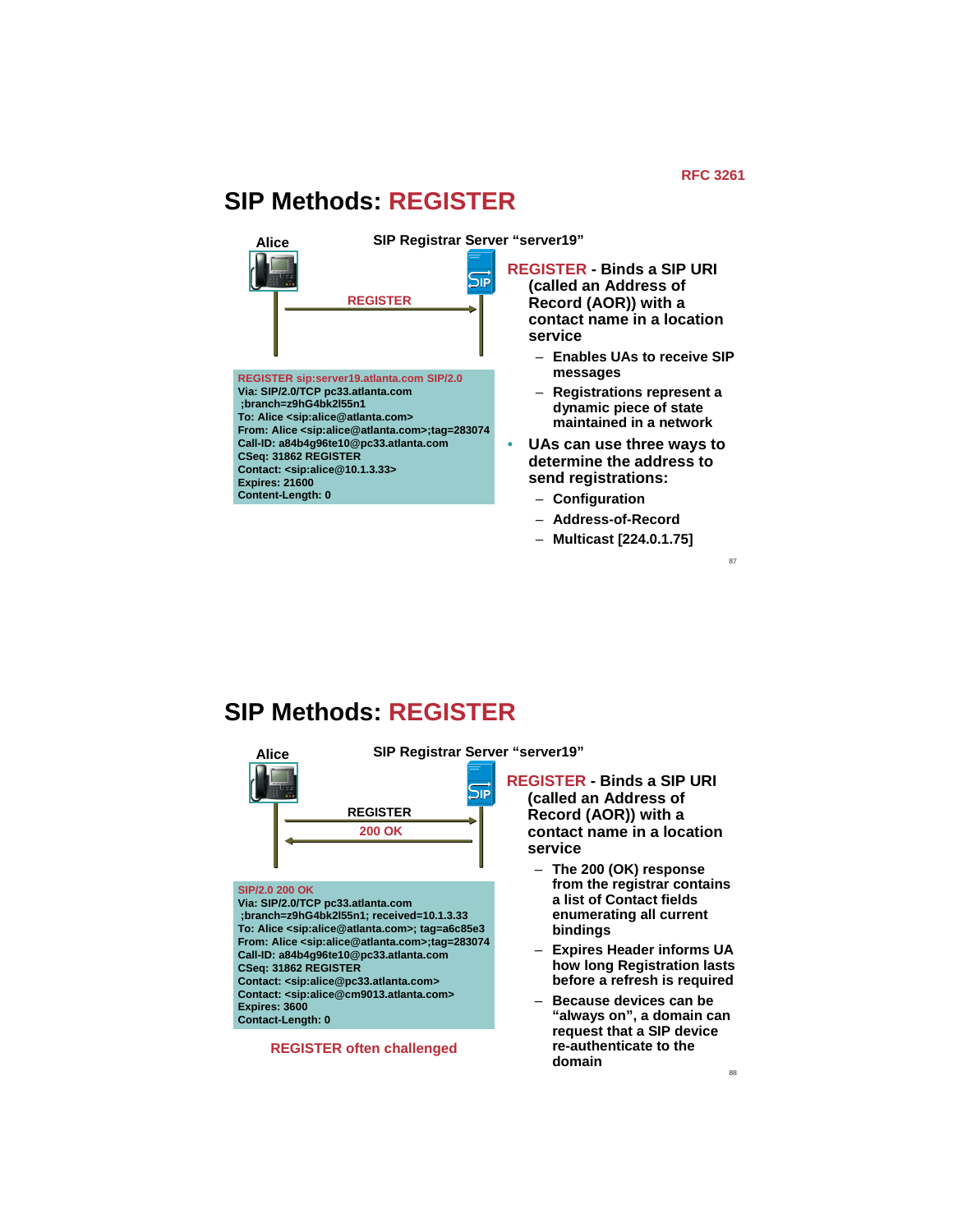RFC 3261

# SIP Methods: REGISTER

Alice — SIP Registrar Server "server19"

REGISTER

```
REGISTER sip:server19.atlanta.com SIP/2.0
Via: SIP/2.0/TCP pc33.atlanta.com
 ;branch=z9hG4bk2l55n1
To: Alice <sip:alice@atlanta.com>
From: Alice <sip:alice@atlanta.com>;tag=283074
Call-ID: a84b4g96te10@pc33.atlanta.com
CSeq: 31862 REGISTER
Contact: <sip:alice@10.1.3.33>
Expires: 21600
Content-Length: 0
```

- **REGISTER - Binds a SIP URI (called an Address of Record (AOR)) with a contact name in a location service**
  - Enables UAs to receive SIP messages
  - Registrations represent a dynamic piece of state maintained in a network
- **UAs can use three ways to determine the address to send registrations:**
  - Configuration
  - Address-of-Record
  - Multicast [224.0.1.75]

# SIP Methods: REGISTER

Alice — SIP Registrar Server "server19"

REGISTER

200 OK

```
SIP/2.0 200 OK
Via: SIP/2.0/TCP pc33.atlanta.com
 ;branch=z9hG4bk2l55n1; received=10.1.3.33
To: Alice <sip:alice@atlanta.com>; tag=a6c85e3
From: Alice <sip:alice@atlanta.com>;tag=283074
Call-ID: a84b4g96te10@pc33.atlanta.com
CSeq: 31862 REGISTER
Contact: <sip:alice@pc33.atlanta.com>
Contact: <sip:alice@cm9013.atlanta.com>
Expires: 3600
Contact-Length: 0
```

REGISTER often challenged

- **REGISTER - Binds a SIP URI (called an Address of Record (AOR)) with a contact name in a location service**
  - The 200 (OK) response from the registrar contains a list of Contact fields enumerating all current bindings
  - Expires Header informs UA how long Registration lasts before a refresh is required
  - Because devices can be "always on", a domain can request that a SIP device re-authenticate to the domain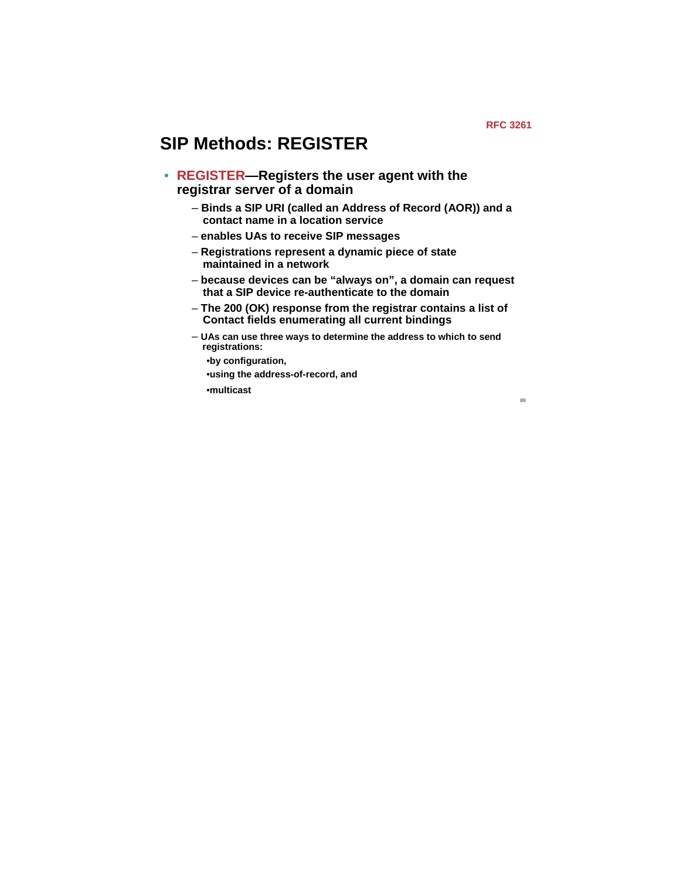RFC 3261

# SIP Methods: REGISTER

- **REGISTER—Registers the user agent with the registrar server of a domain**
  - Binds a SIP URI (called an Address of Record (AOR)) and a contact name in a location service
  - enables UAs to receive SIP messages
  - Registrations represent a dynamic piece of state maintained in a network
  - because devices can be "always on", a domain can request that a SIP device re-authenticate to the domain
  - The 200 (OK) response from the registrar contains a list of Contact fields enumerating all current bindings
  - UAs can use three ways to determine the address to which to send registrations:
    - by configuration,
    - using the address-of-record, and
    - multicast